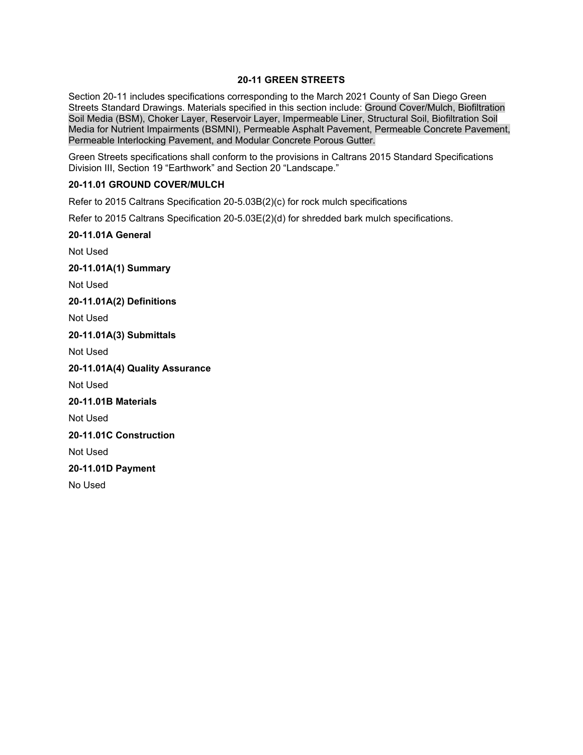# 20-11 GREEN STREETS

Section 20-11 includes specifications corresponding to the March 2021 County of San Diego Green Streets Standard Drawings. Materials specified in this section include: Ground Cover/Mulch, Biofiltration Soil Media (BSM), Choker Layer, Reservoir Layer, Impermeable Liner, Structural Soil, Biofiltration Soil Media for Nutrient Impairments (BSMNI), Permeable Asphalt Pavement, Permeable Concrete Pavement, Permeable Interlocking Pavement, and Modular Concrete Porous Gutter.

Green Streets specifications shall conform to the provisions in Caltrans 2015 Standard Specifications Division III, Section 19 "Earthwork" and Section 20 "Landscape."

## 20-11.01 GROUND COVER/MULCH

Refer to 2015 Caltrans Specification 20-5.03B(2)(c) for rock mulch specifications

Refer to 2015 Caltrans Specification 20-5.03E(2)(d) for shredded bark mulch specifications.

### 20-11.01A General

Not Used

#### 20-11.01A(1) Summary

Not Used

#### 20-11.01A(2) Definitions

Not Used

#### 20-11.01A(3) Submittals

Not Used

#### 20-11.01A(4) Quality Assurance

Not Used

### 20-11.01B Materials

Not Used

### 20-11.01C Construction

Not Used

### 20-11.01D Payment

No Used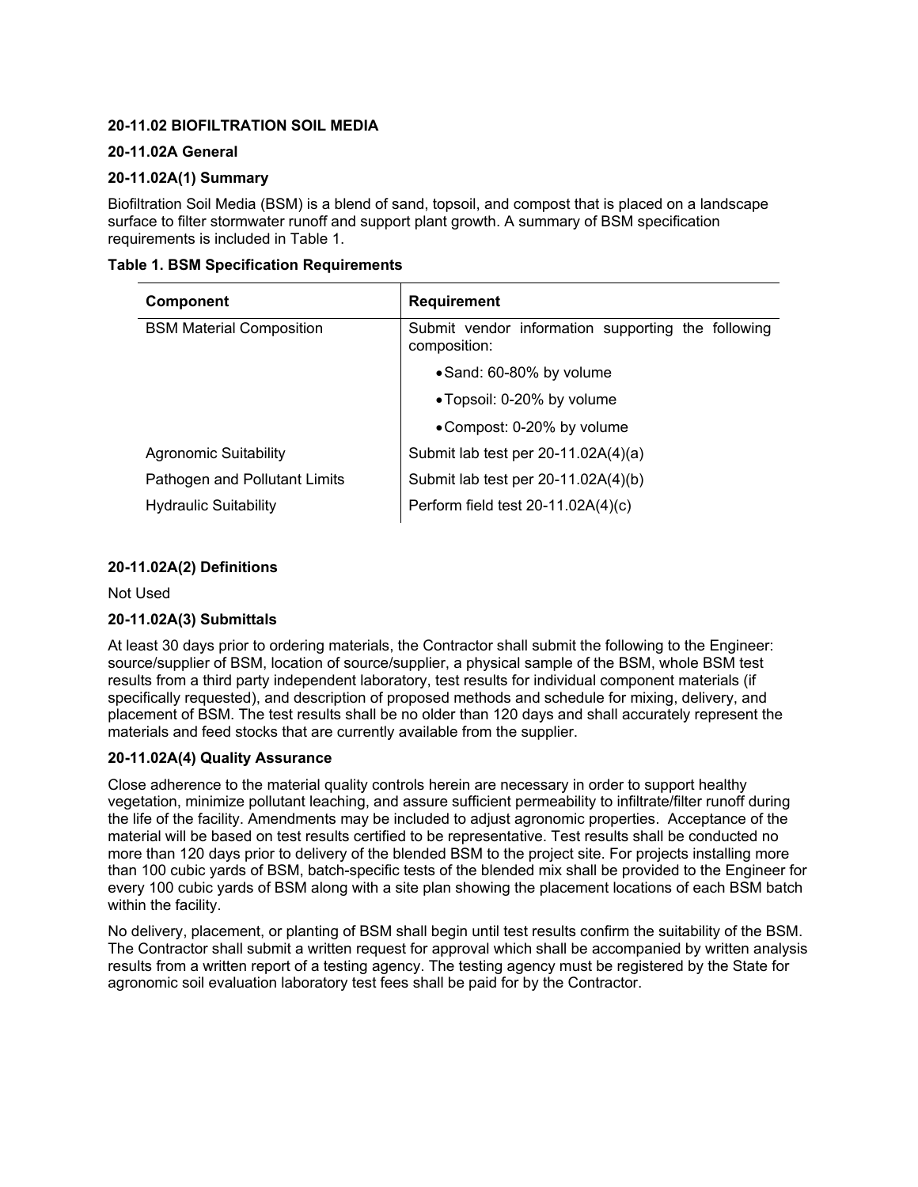**20-11.02 BIOFILTRATION SOIL MEDIA**

**20-11.02A General**

**20-11.02A(1) Summary**

Biofiltration Soil Media (BSM) is a blend of sand, topsoil, and compost that is placed on a landscape surface to filter stormwater runoff and support plant growth. A summary of BSM specification requirements is included in Table 1.

**Table 1. BSM Specification Requirements**

| Component | Requirement |
|---|---|
| BSM Material Composition | Submit vendor information supporting the following composition:<br>• Sand: 60-80% by volume<br>• Topsoil: 0-20% by volume<br>• Compost: 0-20% by volume |
| Agronomic Suitability | Submit lab test per 20-11.02A(4)(a) |
| Pathogen and Pollutant Limits | Submit lab test per 20-11.02A(4)(b) |
| Hydraulic Suitability | Perform field test 20-11.02A(4)(c) |

**20-11.02A(2) Definitions**

Not Used

**20-11.02A(3) Submittals**

At least 30 days prior to ordering materials, the Contractor shall submit the following to the Engineer: source/supplier of BSM, location of source/supplier, a physical sample of the BSM, whole BSM test results from a third party independent laboratory, test results for individual component materials (if specifically requested), and description of proposed methods and schedule for mixing, delivery, and placement of BSM. The test results shall be no older than 120 days and shall accurately represent the materials and feed stocks that are currently available from the supplier.

**20-11.02A(4) Quality Assurance**

Close adherence to the material quality controls herein are necessary in order to support healthy vegetation, minimize pollutant leaching, and assure sufficient permeability to infiltrate/filter runoff during the life of the facility. Amendments may be included to adjust agronomic properties. Acceptance of the material will be based on test results certified to be representative. Test results shall be conducted no more than 120 days prior to delivery of the blended BSM to the project site. For projects installing more than 100 cubic yards of BSM, batch-specific tests of the blended mix shall be provided to the Engineer for every 100 cubic yards of BSM along with a site plan showing the placement locations of each BSM batch within the facility.

No delivery, placement, or planting of BSM shall begin until test results confirm the suitability of the BSM. The Contractor shall submit a written request for approval which shall be accompanied by written analysis results from a written report of a testing agency. The testing agency must be registered by the State for agronomic soil evaluation laboratory test fees shall be paid for by the Contractor.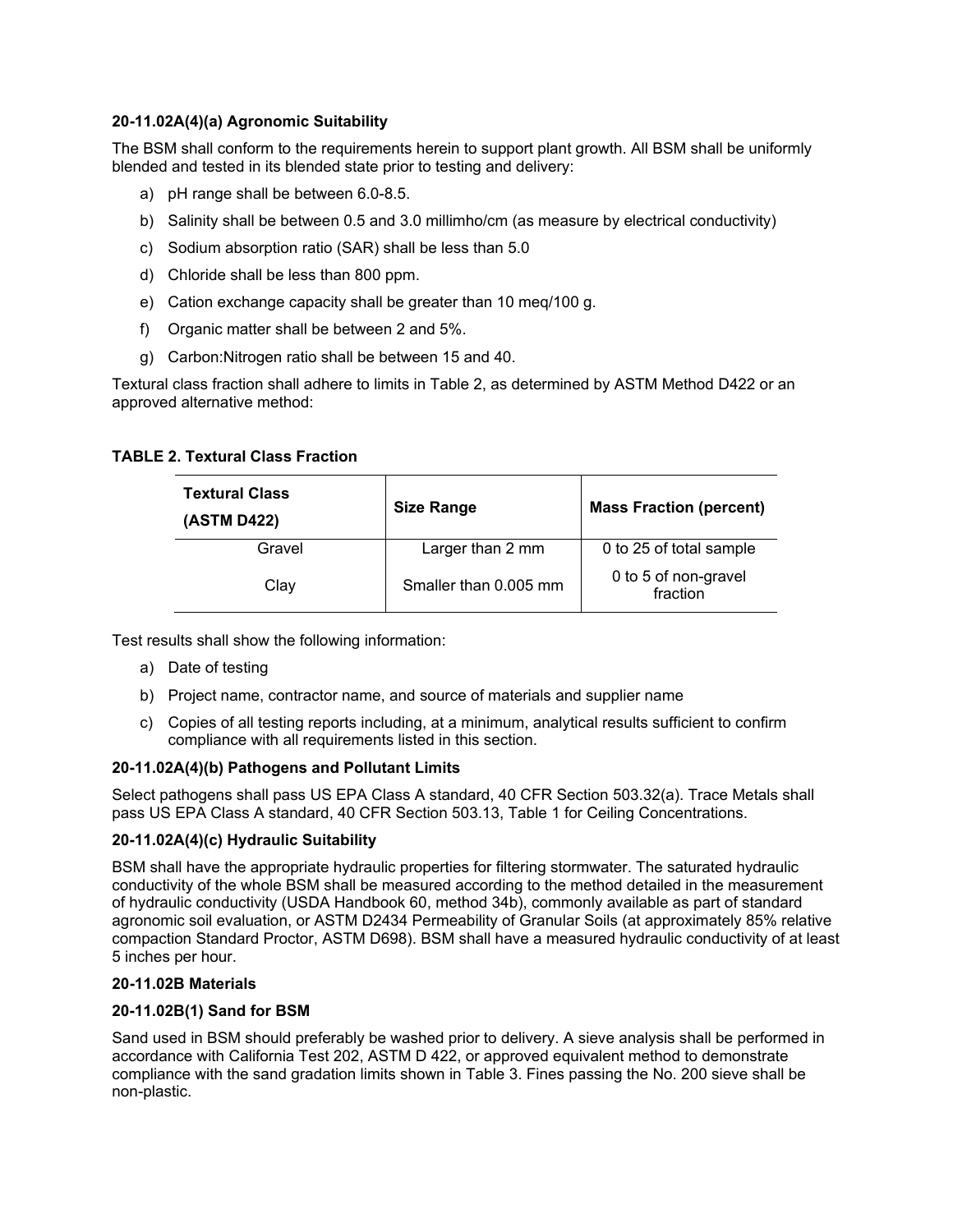#### 20-11.02A(4)(a) Agronomic Suitability

The BSM shall conform to the requirements herein to support plant growth. All BSM shall be uniformly blended and tested in its blended state prior to testing and delivery:

a) pH range shall be between 6.0-8.5.

b) Salinity shall be between 0.5 and 3.0 millimho/cm (as measure by electrical conductivity)

c) Sodium absorption ratio (SAR) shall be less than 5.0

d) Chloride shall be less than 800 ppm.

e) Cation exchange capacity shall be greater than 10 meq/100 g.

f) Organic matter shall be between 2 and 5%.

g) Carbon:Nitrogen ratio shall be between 15 and 40.

Textural class fraction shall adhere to limits in Table 2, as determined by ASTM Method D422 or an approved alternative method:

**TABLE 2. Textural Class Fraction**

| Textural Class (ASTM D422) | Size Range | Mass Fraction (percent) |
|---|---|---|
| Gravel | Larger than 2 mm | 0 to 25 of total sample |
| Clay | Smaller than 0.005 mm | 0 to 5 of non-gravel fraction |

Test results shall show the following information:

a) Date of testing

b) Project name, contractor name, and source of materials and supplier name

c) Copies of all testing reports including, at a minimum, analytical results sufficient to confirm compliance with all requirements listed in this section.

#### 20-11.02A(4)(b) Pathogens and Pollutant Limits

Select pathogens shall pass US EPA Class A standard, 40 CFR Section 503.32(a). Trace Metals shall pass US EPA Class A standard, 40 CFR Section 503.13, Table 1 for Ceiling Concentrations.

#### 20-11.02A(4)(c) Hydraulic Suitability

BSM shall have the appropriate hydraulic properties for filtering stormwater. The saturated hydraulic conductivity of the whole BSM shall be measured according to the method detailed in the measurement of hydraulic conductivity (USDA Handbook 60, method 34b), commonly available as part of standard agronomic soil evaluation, or ASTM D2434 Permeability of Granular Soils (at approximately 85% relative compaction Standard Proctor, ASTM D698). BSM shall have a measured hydraulic conductivity of at least 5 inches per hour.

### 20-11.02B Materials

#### 20-11.02B(1) Sand for BSM

Sand used in BSM should preferably be washed prior to delivery. A sieve analysis shall be performed in accordance with California Test 202, ASTM D 422, or approved equivalent method to demonstrate compliance with the sand gradation limits shown in Table 3. Fines passing the No. 200 sieve shall be non-plastic.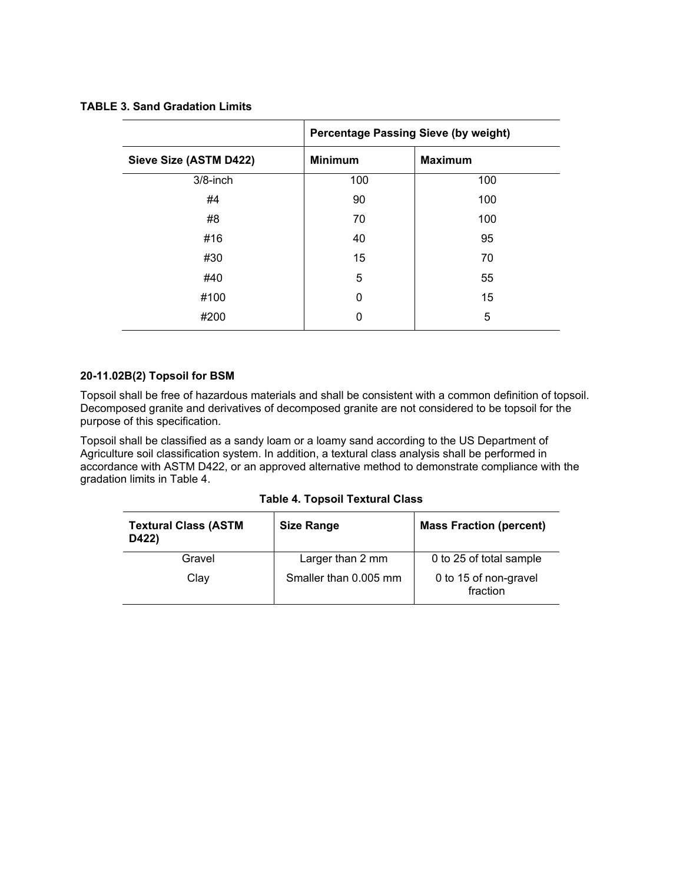**TABLE 3. Sand Gradation Limits**

| | Percentage Passing Sieve (by weight) | |
|---|---|---|
| **Sieve Size (ASTM D422)** | **Minimum** | **Maximum** |
| 3/8-inch | 100 | 100 |
| #4 | 90 | 100 |
| #8 | 70 | 100 |
| #16 | 40 | 95 |
| #30 | 15 | 70 |
| #40 | 5 | 55 |
| #100 | 0 | 15 |
| #200 | 0 | 5 |

#### 20-11.02B(2) Topsoil for BSM

Topsoil shall be free of hazardous materials and shall be consistent with a common definition of topsoil. Decomposed granite and derivatives of decomposed granite are not considered to be topsoil for the purpose of this specification.

Topsoil shall be classified as a sandy loam or a loamy sand according to the US Department of Agriculture soil classification system. In addition, a textural class analysis shall be performed in accordance with ASTM D422, or an approved alternative method to demonstrate compliance with the gradation limits in Table 4.

**Table 4. Topsoil Textural Class**

| Textural Class (ASTM D422) | Size Range | Mass Fraction (percent) |
|---|---|---|
| Gravel | Larger than 2 mm | 0 to 25 of total sample |
| Clay | Smaller than 0.005 mm | 0 to 15 of non-gravel fraction |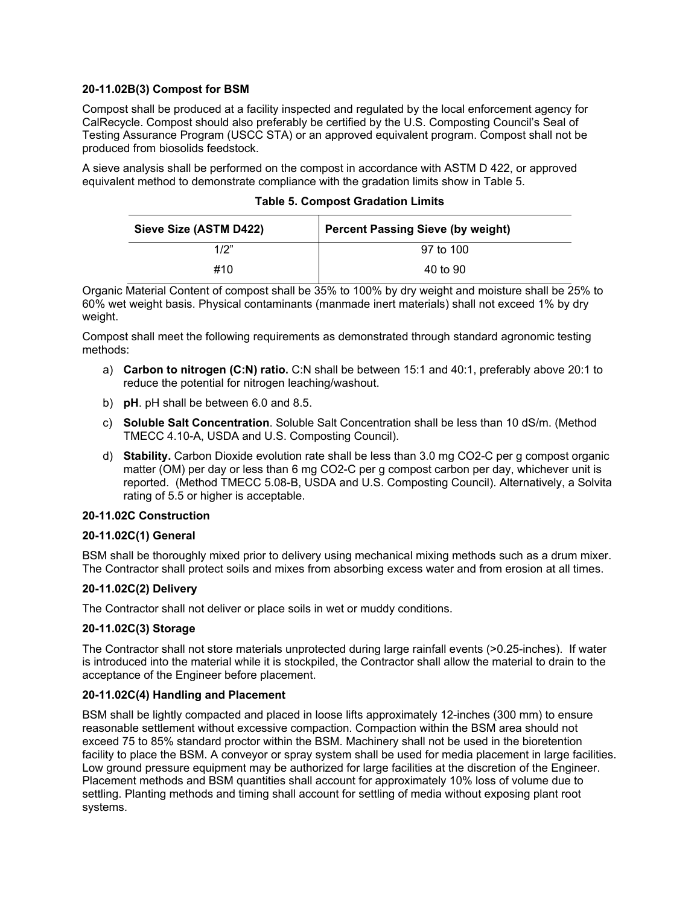**20-11.02B(3) Compost for BSM**

Compost shall be produced at a facility inspected and regulated by the local enforcement agency for CalRecycle. Compost should also preferably be certified by the U.S. Composting Council's Seal of Testing Assurance Program (USCC STA) or an approved equivalent program. Compost shall not be produced from biosolids feedstock.

A sieve analysis shall be performed on the compost in accordance with ASTM D 422, or approved equivalent method to demonstrate compliance with the gradation limits show in Table 5.

**Table 5. Compost Gradation Limits**

| Sieve Size (ASTM D422) | Percent Passing Sieve (by weight) |
|---|---|
| 1/2" | 97 to 100 |
| #10 | 40 to 90 |

Organic Material Content of compost shall be 35% to 100% by dry weight and moisture shall be 25% to 60% wet weight basis. Physical contaminants (manmade inert materials) shall not exceed 1% by dry weight.

Compost shall meet the following requirements as demonstrated through standard agronomic testing methods:

a) **Carbon to nitrogen (C:N) ratio.** C:N shall be between 15:1 and 40:1, preferably above 20:1 to reduce the potential for nitrogen leaching/washout.

b) **pH**. pH shall be between 6.0 and 8.5.

c) **Soluble Salt Concentration**. Soluble Salt Concentration shall be less than 10 dS/m. (Method TMECC 4.10-A, USDA and U.S. Composting Council).

d) **Stability.** Carbon Dioxide evolution rate shall be less than 3.0 mg $CO_2$-C per g compost organic matter (OM) per day or less than 6 mg $CO_2$-C per g compost carbon per day, whichever unit is reported. (Method TMECC 5.08-B, USDA and U.S. Composting Council). Alternatively, a Solvita rating of 5.5 or higher is acceptable.

**20-11.02C Construction**

**20-11.02C(1) General**

BSM shall be thoroughly mixed prior to delivery using mechanical mixing methods such as a drum mixer. The Contractor shall protect soils and mixes from absorbing excess water and from erosion at all times.

**20-11.02C(2) Delivery**

The Contractor shall not deliver or place soils in wet or muddy conditions.

**20-11.02C(3) Storage**

The Contractor shall not store materials unprotected during large rainfall events (>0.25-inches). If water is introduced into the material while it is stockpiled, the Contractor shall allow the material to drain to the acceptance of the Engineer before placement.

**20-11.02C(4) Handling and Placement**

BSM shall be lightly compacted and placed in loose lifts approximately 12-inches (300 mm) to ensure reasonable settlement without excessive compaction. Compaction within the BSM area should not exceed 75 to 85% standard proctor within the BSM. Machinery shall not be used in the bioretention facility to place the BSM. A conveyor or spray system shall be used for media placement in large facilities. Low ground pressure equipment may be authorized for large facilities at the discretion of the Engineer. Placement methods and BSM quantities shall account for approximately 10% loss of volume due to settling. Planting methods and timing shall account for settling of media without exposing plant root systems.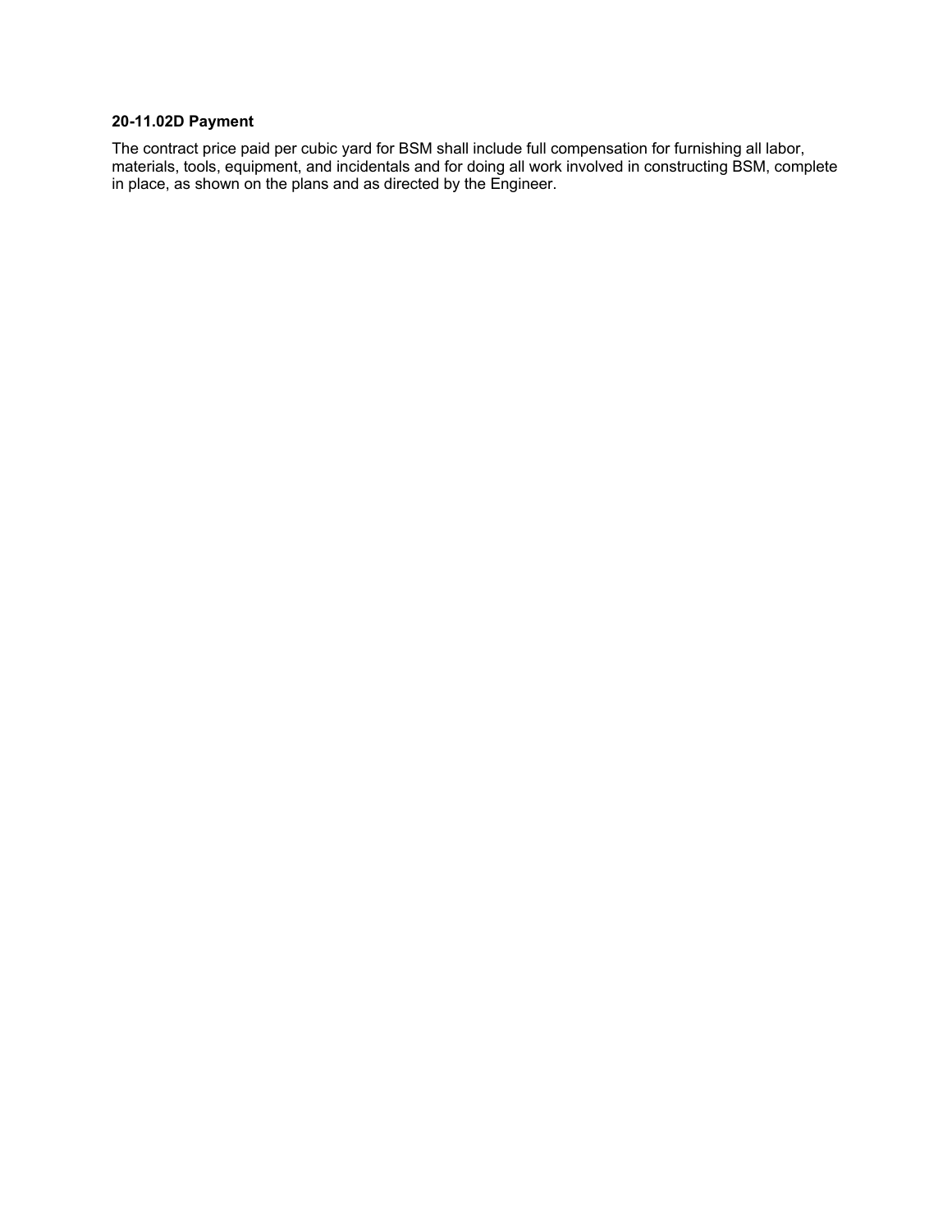#### 20-11.02D Payment

The contract price paid per cubic yard for BSM shall include full compensation for furnishing all labor, materials, tools, equipment, and incidentals and for doing all work involved in constructing BSM, complete in place, as shown on the plans and as directed by the Engineer.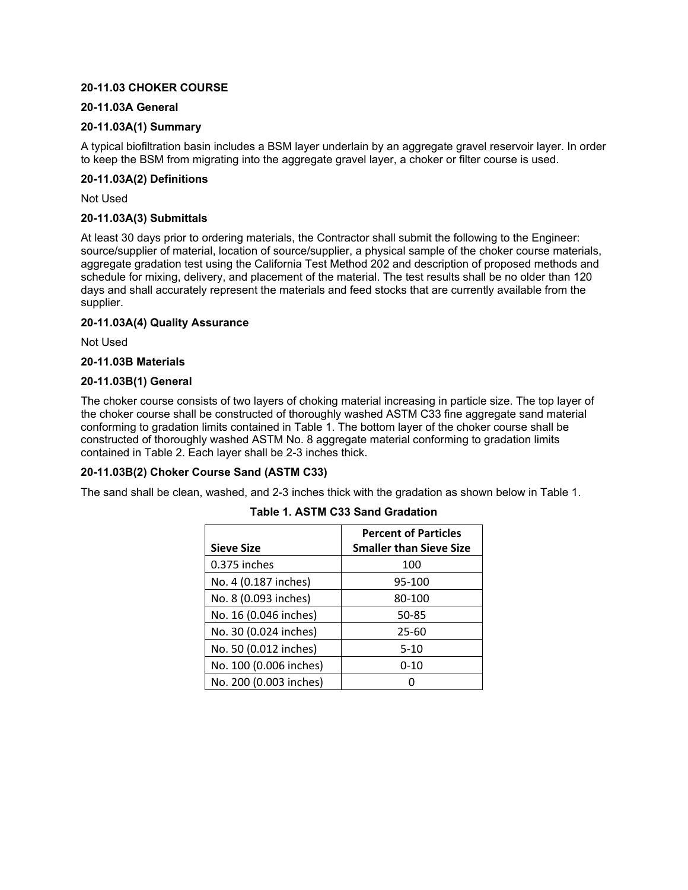**20-11.03 CHOKER COURSE**

**20-11.03A General**

**20-11.03A(1) Summary**

A typical biofiltration basin includes a BSM layer underlain by an aggregate gravel reservoir layer. In order to keep the BSM from migrating into the aggregate gravel layer, a choker or filter course is used.

**20-11.03A(2) Definitions**

Not Used

**20-11.03A(3) Submittals**

At least 30 days prior to ordering materials, the Contractor shall submit the following to the Engineer: source/supplier of material, location of source/supplier, a physical sample of the choker course materials, aggregate gradation test using the California Test Method 202 and description of proposed methods and schedule for mixing, delivery, and placement of the material. The test results shall be no older than 120 days and shall accurately represent the materials and feed stocks that are currently available from the supplier.

**20-11.03A(4) Quality Assurance**

Not Used

**20-11.03B Materials**

**20-11.03B(1) General**

The choker course consists of two layers of choking material increasing in particle size. The top layer of the choker course shall be constructed of thoroughly washed ASTM C33 fine aggregate sand material conforming to gradation limits contained in Table 1. The bottom layer of the choker course shall be constructed of thoroughly washed ASTM No. 8 aggregate material conforming to gradation limits contained in Table 2. Each layer shall be 2-3 inches thick.

**20-11.03B(2) Choker Course Sand (ASTM C33)**

The sand shall be clean, washed, and 2-3 inches thick with the gradation as shown below in Table 1.

**Table 1. ASTM C33 Sand Gradation**

| Sieve Size | Percent of Particles Smaller than Sieve Size |
|---|---|
| 0.375 inches | 100 |
| No. 4 (0.187 inches) | 95-100 |
| No. 8 (0.093 inches) | 80-100 |
| No. 16 (0.046 inches) | 50-85 |
| No. 30 (0.024 inches) | 25-60 |
| No. 50 (0.012 inches) | 5-10 |
| No. 100 (0.006 inches) | 0-10 |
| No. 200 (0.003 inches) | 0 |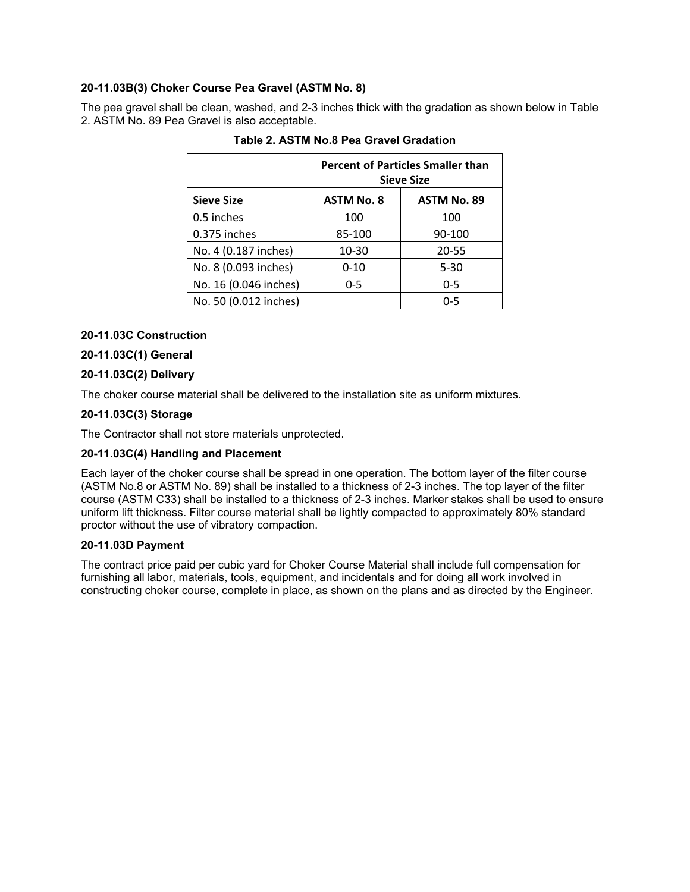**20-11.03B(3) Choker Course Pea Gravel (ASTM No. 8)**

The pea gravel shall be clean, washed, and 2-3 inches thick with the gradation as shown below in Table 2. ASTM No. 89 Pea Gravel is also acceptable.

**Table 2. ASTM No.8 Pea Gravel Gradation**

| | Percent of Particles Smaller than Sieve Size | |
|---|---|---|
| **Sieve Size** | **ASTM No. 8** | **ASTM No. 89** |
| 0.5 inches | 100 | 100 |
| 0.375 inches | 85-100 | 90-100 |
| No. 4 (0.187 inches) | 10-30 | 20-55 |
| No. 8 (0.093 inches) | 0-10 | 5-30 |
| No. 16 (0.046 inches) | 0-5 | 0-5 |
| No. 50 (0.012 inches) | | 0-5 |

**20-11.03C Construction**

**20-11.03C(1) General**

**20-11.03C(2) Delivery**

The choker course material shall be delivered to the installation site as uniform mixtures.

**20-11.03C(3) Storage**

The Contractor shall not store materials unprotected.

**20-11.03C(4) Handling and Placement**

Each layer of the choker course shall be spread in one operation. The bottom layer of the filter course (ASTM No.8 or ASTM No. 89) shall be installed to a thickness of 2-3 inches. The top layer of the filter course (ASTM C33) shall be installed to a thickness of 2-3 inches. Marker stakes shall be used to ensure uniform lift thickness. Filter course material shall be lightly compacted to approximately 80% standard proctor without the use of vibratory compaction.

**20-11.03D Payment**

The contract price paid per cubic yard for Choker Course Material shall include full compensation for furnishing all labor, materials, tools, equipment, and incidentals and for doing all work involved in constructing choker course, complete in place, as shown on the plans and as directed by the Engineer.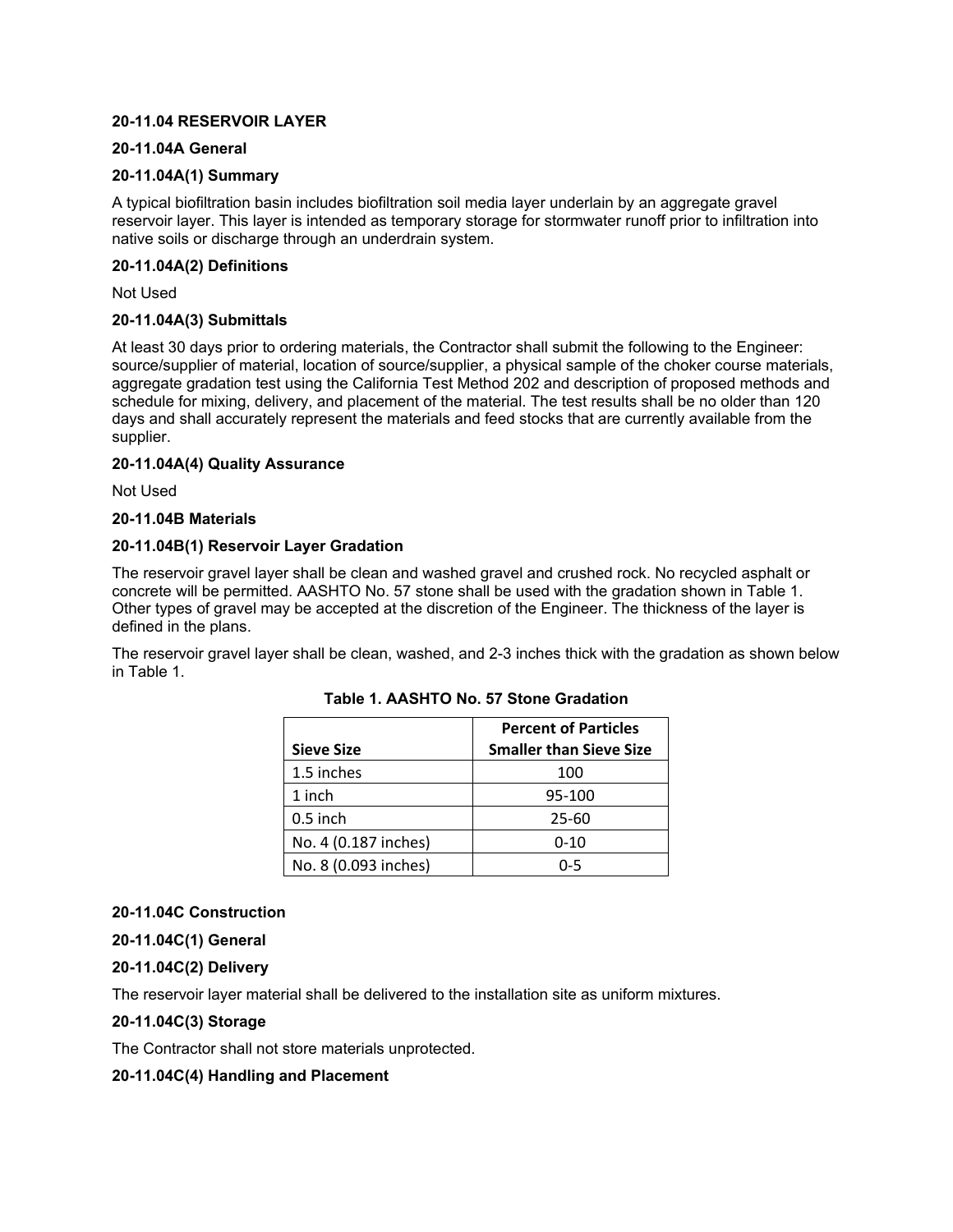**20-11.04 RESERVOIR LAYER**

**20-11.04A General**

**20-11.04A(1) Summary**

A typical biofiltration basin includes biofiltration soil media layer underlain by an aggregate gravel reservoir layer. This layer is intended as temporary storage for stormwater runoff prior to infiltration into native soils or discharge through an underdrain system.

**20-11.04A(2) Definitions**

Not Used

**20-11.04A(3) Submittals**

At least 30 days prior to ordering materials, the Contractor shall submit the following to the Engineer: source/supplier of material, location of source/supplier, a physical sample of the choker course materials, aggregate gradation test using the California Test Method 202 and description of proposed methods and schedule for mixing, delivery, and placement of the material. The test results shall be no older than 120 days and shall accurately represent the materials and feed stocks that are currently available from the supplier.

**20-11.04A(4) Quality Assurance**

Not Used

**20-11.04B Materials**

**20-11.04B(1) Reservoir Layer Gradation**

The reservoir gravel layer shall be clean and washed gravel and crushed rock. No recycled asphalt or concrete will be permitted. AASHTO No. 57 stone shall be used with the gradation shown in Table 1. Other types of gravel may be accepted at the discretion of the Engineer. The thickness of the layer is defined in the plans.

The reservoir gravel layer shall be clean, washed, and 2-3 inches thick with the gradation as shown below in Table 1.

**Table 1. AASHTO No. 57 Stone Gradation**

| Sieve Size | Percent of Particles Smaller than Sieve Size |
|---|---|
| 1.5 inches | 100 |
| 1 inch | 95-100 |
| 0.5 inch | 25-60 |
| No. 4 (0.187 inches) | 0-10 |
| No. 8 (0.093 inches) | 0-5 |

**20-11.04C Construction**

**20-11.04C(1) General**

**20-11.04C(2) Delivery**

The reservoir layer material shall be delivered to the installation site as uniform mixtures.

**20-11.04C(3) Storage**

The Contractor shall not store materials unprotected.

**20-11.04C(4) Handling and Placement**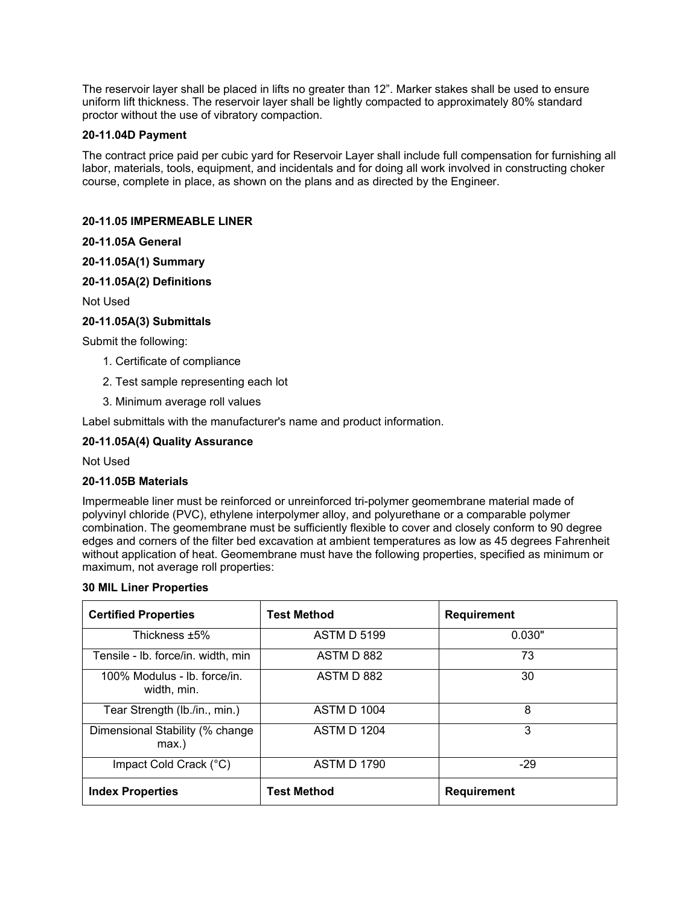The reservoir layer shall be placed in lifts no greater than 12". Marker stakes shall be used to ensure uniform lift thickness. The reservoir layer shall be lightly compacted to approximately 80% standard proctor without the use of vibratory compaction.

**20-11.04D Payment**

The contract price paid per cubic yard for Reservoir Layer shall include full compensation for furnishing all labor, materials, tools, equipment, and incidentals and for doing all work involved in constructing choker course, complete in place, as shown on the plans and as directed by the Engineer.

**20-11.05 IMPERMEABLE LINER**

**20-11.05A General**

**20-11.05A(1) Summary**

**20-11.05A(2) Definitions**

Not Used

**20-11.05A(3) Submittals**

Submit the following:

1. Certificate of compliance
2. Test sample representing each lot
3. Minimum average roll values

Label submittals with the manufacturer's name and product information.

**20-11.05A(4) Quality Assurance**

Not Used

**20-11.05B Materials**

Impermeable liner must be reinforced or unreinforced tri-polymer geomembrane material made of polyvinyl chloride (PVC), ethylene interpolymer alloy, and polyurethane or a comparable polymer combination. The geomembrane must be sufficiently flexible to cover and closely conform to 90 degree edges and corners of the filter bed excavation at ambient temperatures as low as 45 degrees Fahrenheit without application of heat. Geomembrane must have the following properties, specified as minimum or maximum, not average roll properties:

**30 MIL Liner Properties**

| **Certified Properties** | **Test Method** | **Requirement** |
|---|---|---|
| Thickness ±5% | ASTM D 5199 | 0.030" |
| Tensile - lb. force/in. width, min | ASTM D 882 | 73 |
| 100% Modulus - lb. force/in. width, min. | ASTM D 882 | 30 |
| Tear Strength (lb./in., min.) | ASTM D 1004 | 8 |
| Dimensional Stability (% change max.) | ASTM D 1204 | 3 |
| Impact Cold Crack (°C) | ASTM D 1790 | -29 |
| **Index Properties** | **Test Method** | **Requirement** |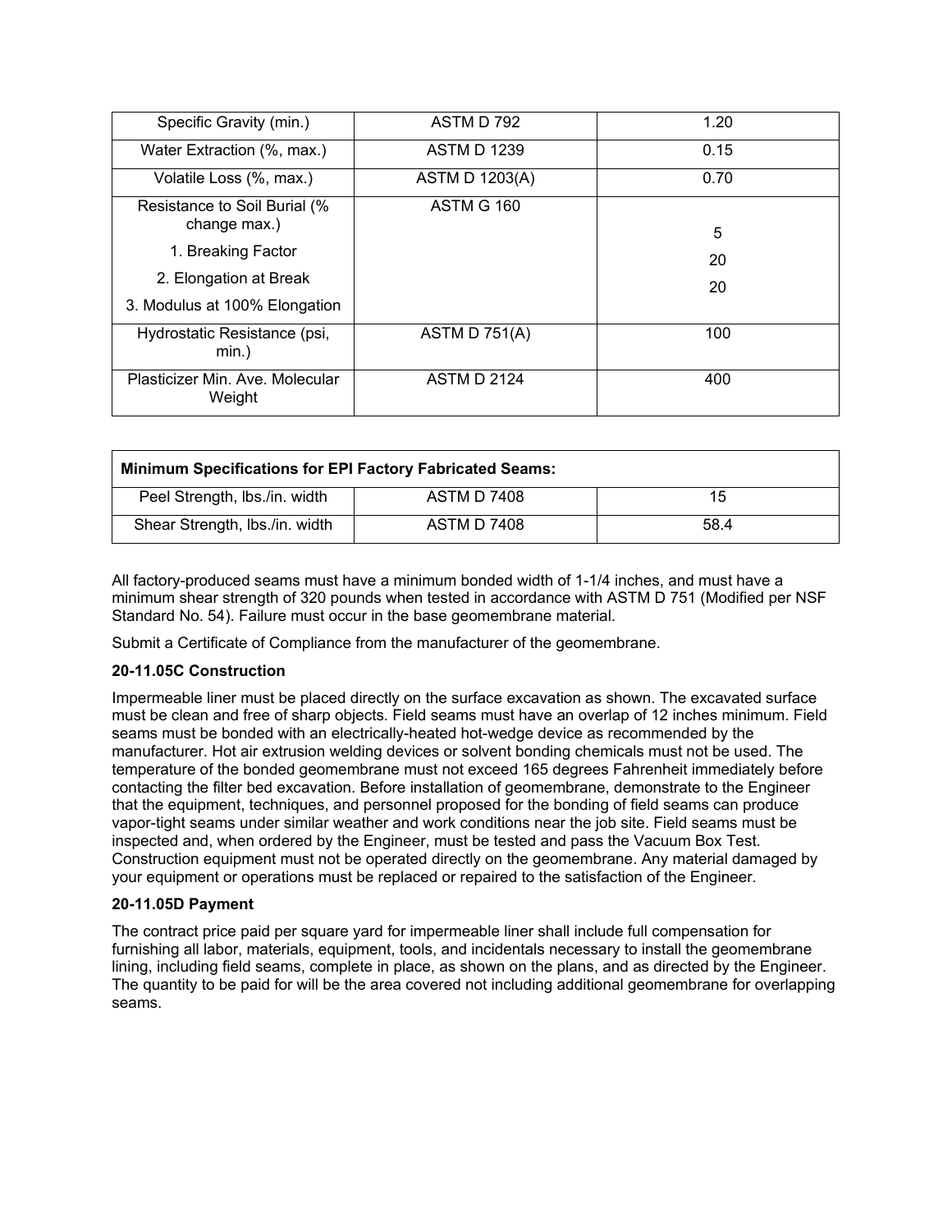| | | |
|---|---|---|
| Specific Gravity (min.) | ASTM D 792 | 1.20 |
| Water Extraction (%, max.) | ASTM D 1239 | 0.15 |
| Volatile Loss (%, max.) | ASTM D 1203(A) | 0.70 |
| Resistance to Soil Burial (% change max.)<br>1. Breaking Factor<br>2. Elongation at Break<br>3. Modulus at 100% Elongation | ASTM G 160 | <br>5<br>20<br>20 |
| Hydrostatic Resistance (psi, min.) | ASTM D 751(A) | 100 |
| Plasticizer Min. Ave. Molecular Weight | ASTM D 2124 | 400 |

| **Minimum Specifications for EPI Factory Fabricated Seams:** | | |
|---|---|---|
| Peel Strength, lbs./in. width | ASTM D 7408 | 15 |
| Shear Strength, lbs./in. width | ASTM D 7408 | 58.4 |

All factory-produced seams must have a minimum bonded width of 1-1/4 inches, and must have a minimum shear strength of 320 pounds when tested in accordance with ASTM D 751 (Modified per NSF Standard No. 54). Failure must occur in the base geomembrane material.

Submit a Certificate of Compliance from the manufacturer of the geomembrane.

**20-11.05C Construction**

Impermeable liner must be placed directly on the surface excavation as shown. The excavated surface must be clean and free of sharp objects. Field seams must have an overlap of 12 inches minimum. Field seams must be bonded with an electrically-heated hot-wedge device as recommended by the manufacturer. Hot air extrusion welding devices or solvent bonding chemicals must not be used. The temperature of the bonded geomembrane must not exceed 165 degrees Fahrenheit immediately before contacting the filter bed excavation. Before installation of geomembrane, demonstrate to the Engineer that the equipment, techniques, and personnel proposed for the bonding of field seams can produce vapor-tight seams under similar weather and work conditions near the job site. Field seams must be inspected and, when ordered by the Engineer, must be tested and pass the Vacuum Box Test. Construction equipment must not be operated directly on the geomembrane. Any material damaged by your equipment or operations must be replaced or repaired to the satisfaction of the Engineer.

**20-11.05D Payment**

The contract price paid per square yard for impermeable liner shall include full compensation for furnishing all labor, materials, equipment, tools, and incidentals necessary to install the geomembrane lining, including field seams, complete in place, as shown on the plans, and as directed by the Engineer. The quantity to be paid for will be the area covered not including additional geomembrane for overlapping seams.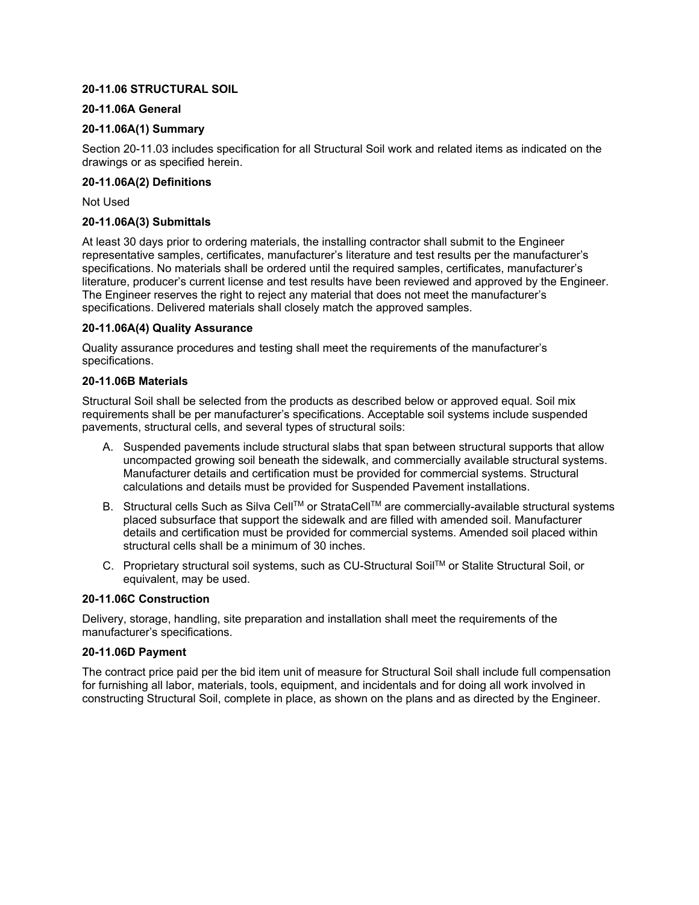### 20-11.06 STRUCTURAL SOIL

#### 20-11.06A General

##### 20-11.06A(1) Summary

Section 20-11.03 includes specification for all Structural Soil work and related items as indicated on the drawings or as specified herein.

##### 20-11.06A(2) Definitions

Not Used

##### 20-11.06A(3) Submittals

At least 30 days prior to ordering materials, the installing contractor shall submit to the Engineer representative samples, certificates, manufacturer's literature and test results per the manufacturer's specifications. No materials shall be ordered until the required samples, certificates, manufacturer's literature, producer's current license and test results have been reviewed and approved by the Engineer. The Engineer reserves the right to reject any material that does not meet the manufacturer's specifications. Delivered materials shall closely match the approved samples.

##### 20-11.06A(4) Quality Assurance

Quality assurance procedures and testing shall meet the requirements of the manufacturer's specifications.

#### 20-11.06B Materials

Structural Soil shall be selected from the products as described below or approved equal. Soil mix requirements shall be per manufacturer's specifications. Acceptable soil systems include suspended pavements, structural cells, and several types of structural soils:

A. Suspended pavements include structural slabs that span between structural supports that allow uncompacted growing soil beneath the sidewalk, and commercially available structural systems. Manufacturer details and certification must be provided for commercial systems. Structural calculations and details must be provided for Suspended Pavement installations.

B. Structural cells Such as Silva Cell™ or StrataCell™ are commercially-available structural systems placed subsurface that support the sidewalk and are filled with amended soil. Manufacturer details and certification must be provided for commercial systems. Amended soil placed within structural cells shall be a minimum of 30 inches.

C. Proprietary structural soil systems, such as CU-Structural Soil™ or Stalite Structural Soil, or equivalent, may be used.

#### 20-11.06C Construction

Delivery, storage, handling, site preparation and installation shall meet the requirements of the manufacturer's specifications.

#### 20-11.06D Payment

The contract price paid per the bid item unit of measure for Structural Soil shall include full compensation for furnishing all labor, materials, tools, equipment, and incidentals and for doing all work involved in constructing Structural Soil, complete in place, as shown on the plans and as directed by the Engineer.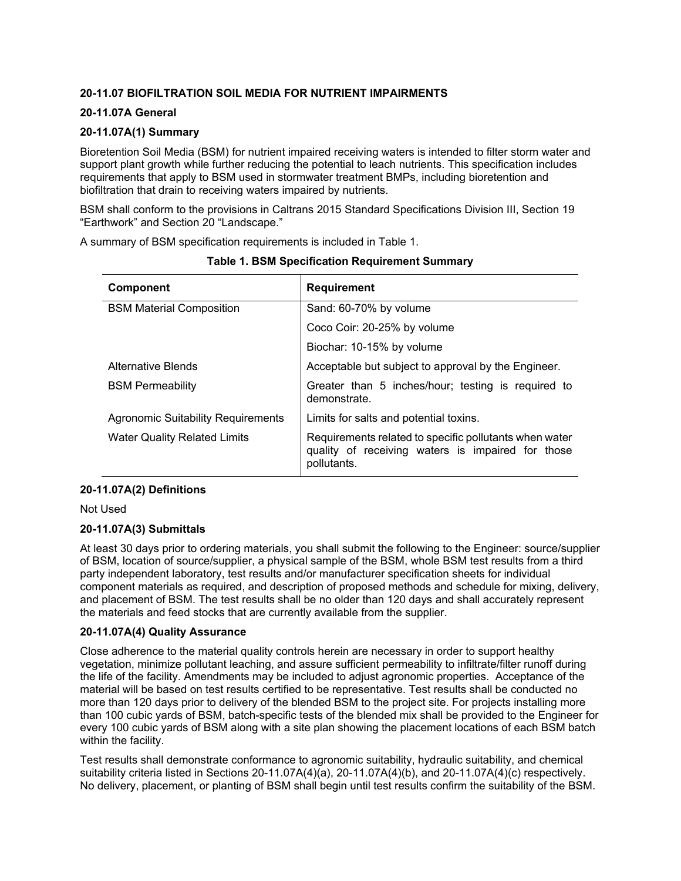### 20-11.07 BIOFILTRATION SOIL MEDIA FOR NUTRIENT IMPAIRMENTS

#### 20-11.07A General

#### 20-11.07A(1) Summary

Bioretention Soil Media (BSM) for nutrient impaired receiving waters is intended to filter storm water and support plant growth while further reducing the potential to leach nutrients. This specification includes requirements that apply to BSM used in stormwater treatment BMPs, including bioretention and biofiltration that drain to receiving waters impaired by nutrients.

BSM shall conform to the provisions in Caltrans 2015 Standard Specifications Division III, Section 19 "Earthwork" and Section 20 "Landscape."

A summary of BSM specification requirements is included in Table 1.

**Table 1. BSM Specification Requirement Summary**

| Component | Requirement |
|---|---|
| BSM Material Composition | Sand: 60-70% by volume |
| | Coco Coir: 20-25% by volume |
| | Biochar: 10-15% by volume |
| Alternative Blends | Acceptable but subject to approval by the Engineer. |
| BSM Permeability | Greater than 5 inches/hour; testing is required to demonstrate. |
| Agronomic Suitability Requirements | Limits for salts and potential toxins. |
| Water Quality Related Limits | Requirements related to specific pollutants when water quality of receiving waters is impaired for those pollutants. |

#### 20-11.07A(2) Definitions

Not Used

#### 20-11.07A(3) Submittals

At least 30 days prior to ordering materials, you shall submit the following to the Engineer: source/supplier of BSM, location of source/supplier, a physical sample of the BSM, whole BSM test results from a third party independent laboratory, test results and/or manufacturer specification sheets for individual component materials as required, and description of proposed methods and schedule for mixing, delivery, and placement of BSM. The test results shall be no older than 120 days and shall accurately represent the materials and feed stocks that are currently available from the supplier.

#### 20-11.07A(4) Quality Assurance

Close adherence to the material quality controls herein are necessary in order to support healthy vegetation, minimize pollutant leaching, and assure sufficient permeability to infiltrate/filter runoff during the life of the facility. Amendments may be included to adjust agronomic properties. Acceptance of the material will be based on test results certified to be representative. Test results shall be conducted no more than 120 days prior to delivery of the blended BSM to the project site. For projects installing more than 100 cubic yards of BSM, batch-specific tests of the blended mix shall be provided to the Engineer for every 100 cubic yards of BSM along with a site plan showing the placement locations of each BSM batch within the facility.

Test results shall demonstrate conformance to agronomic suitability, hydraulic suitability, and chemical suitability criteria listed in Sections 20-11.07A(4)(a), 20-11.07A(4)(b), and 20-11.07A(4)(c) respectively. No delivery, placement, or planting of BSM shall begin until test results confirm the suitability of the BSM.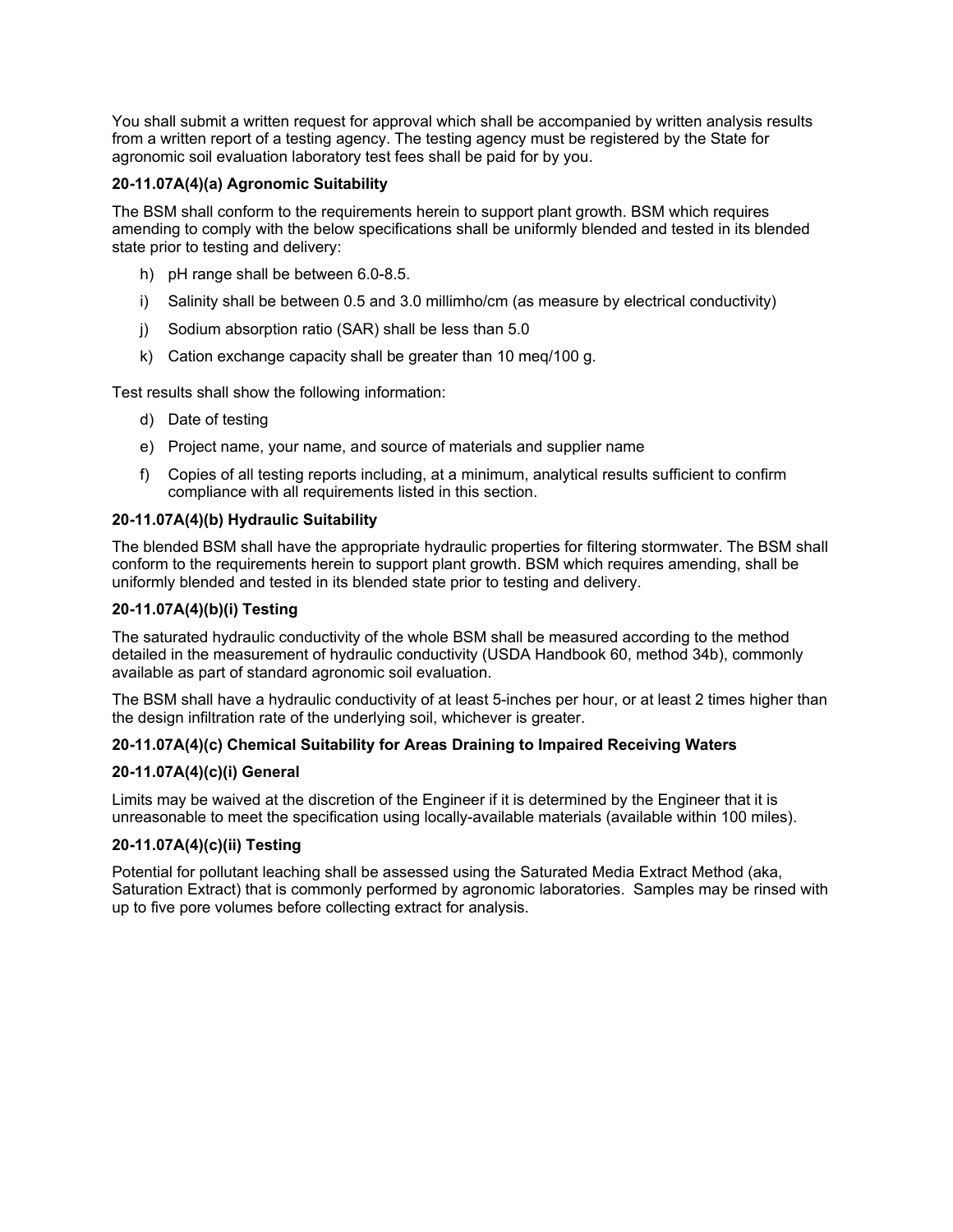You shall submit a written request for approval which shall be accompanied by written analysis results from a written report of a testing agency. The testing agency must be registered by the State for agronomic soil evaluation laboratory test fees shall be paid for by you.

**20-11.07A(4)(a) Agronomic Suitability**

The BSM shall conform to the requirements herein to support plant growth. BSM which requires amending to comply with the below specifications shall be uniformly blended and tested in its blended state prior to testing and delivery:

h) pH range shall be between 6.0-8.5.

i) Salinity shall be between 0.5 and 3.0 millimho/cm (as measure by electrical conductivity)

j) Sodium absorption ratio (SAR) shall be less than 5.0

k) Cation exchange capacity shall be greater than 10 meq/100 g.

Test results shall show the following information:

d) Date of testing

e) Project name, your name, and source of materials and supplier name

f) Copies of all testing reports including, at a minimum, analytical results sufficient to confirm compliance with all requirements listed in this section.

**20-11.07A(4)(b) Hydraulic Suitability**

The blended BSM shall have the appropriate hydraulic properties for filtering stormwater. The BSM shall conform to the requirements herein to support plant growth. BSM which requires amending, shall be uniformly blended and tested in its blended state prior to testing and delivery.

**20-11.07A(4)(b)(i) Testing**

The saturated hydraulic conductivity of the whole BSM shall be measured according to the method detailed in the measurement of hydraulic conductivity (USDA Handbook 60, method 34b), commonly available as part of standard agronomic soil evaluation.

The BSM shall have a hydraulic conductivity of at least 5-inches per hour, or at least 2 times higher than the design infiltration rate of the underlying soil, whichever is greater.

**20-11.07A(4)(c) Chemical Suitability for Areas Draining to Impaired Receiving Waters**

**20-11.07A(4)(c)(i) General**

Limits may be waived at the discretion of the Engineer if it is determined by the Engineer that it is unreasonable to meet the specification using locally-available materials (available within 100 miles).

**20-11.07A(4)(c)(ii) Testing**

Potential for pollutant leaching shall be assessed using the Saturated Media Extract Method (aka, Saturation Extract) that is commonly performed by agronomic laboratories. Samples may be rinsed with up to five pore volumes before collecting extract for analysis.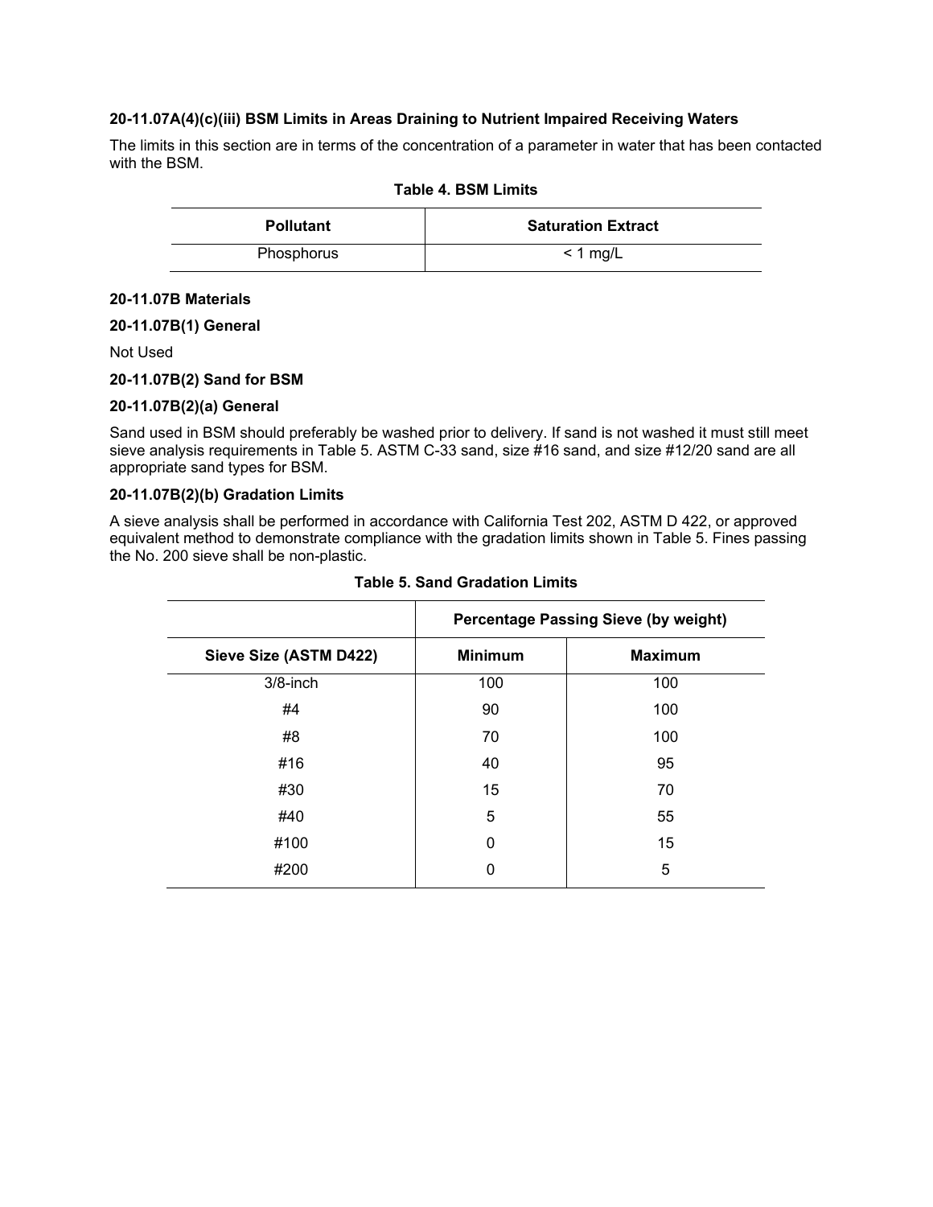**20-11.07A(4)(c)(iii) BSM Limits in Areas Draining to Nutrient Impaired Receiving Waters**

The limits in this section are in terms of the concentration of a parameter in water that has been contacted with the BSM.

**Table 4. BSM Limits**

| Pollutant | Saturation Extract |
|---|---|
| Phosphorus | < 1 mg/L |

**20-11.07B Materials**

**20-11.07B(1) General**

Not Used

**20-11.07B(2) Sand for BSM**

**20-11.07B(2)(a) General**

Sand used in BSM should preferably be washed prior to delivery. If sand is not washed it must still meet sieve analysis requirements in Table 5. ASTM C-33 sand, size #16 sand, and size #12/20 sand are all appropriate sand types for BSM.

**20-11.07B(2)(b) Gradation Limits**

A sieve analysis shall be performed in accordance with California Test 202, ASTM D 422, or approved equivalent method to demonstrate compliance with the gradation limits shown in Table 5. Fines passing the No. 200 sieve shall be non-plastic.

**Table 5. Sand Gradation Limits**

| | Percentage Passing Sieve (by weight) | |
|---|---|---|
| **Sieve Size (ASTM D422)** | **Minimum** | **Maximum** |
| 3/8-inch | 100 | 100 |
| #4 | 90 | 100 |
| #8 | 70 | 100 |
| #16 | 40 | 95 |
| #30 | 15 | 70 |
| #40 | 5 | 55 |
| #100 | 0 | 15 |
| #200 | 0 | 5 |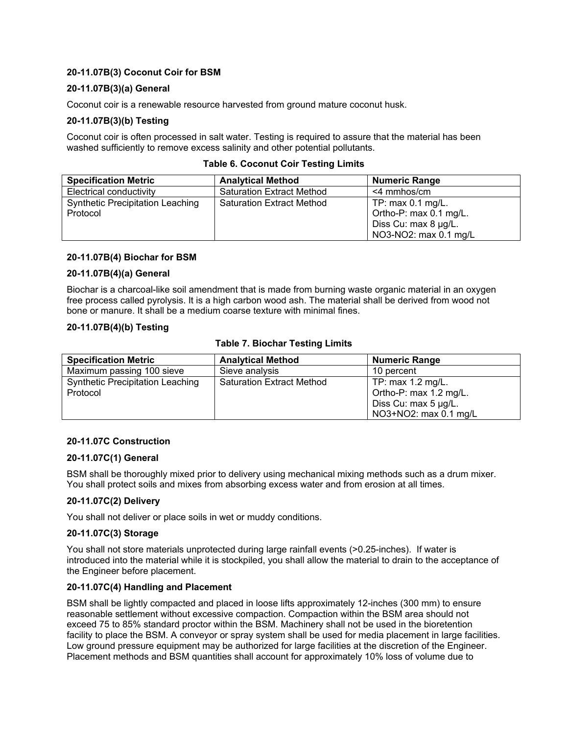**20-11.07B(3) Coconut Coir for BSM**

**20-11.07B(3)(a) General**

Coconut coir is a renewable resource harvested from ground mature coconut husk.

**20-11.07B(3)(b) Testing**

Coconut coir is often processed in salt water. Testing is required to assure that the material has been washed sufficiently to remove excess salinity and other potential pollutants.

**Table 6. Coconut Coir Testing Limits**

| Specification Metric | Analytical Method | Numeric Range |
| --- | --- | --- |
| Electrical conductivity | Saturation Extract Method | <4 mmhos/cm |
| Synthetic Precipitation Leaching Protocol | Saturation Extract Method | TP: max 0.1 mg/L.<br>Ortho-P: max 0.1 mg/L.<br>Diss Cu: max 8 μg/L.<br>NO3-NO2: max 0.1 mg/L |

**20-11.07B(4) Biochar for BSM**

**20-11.07B(4)(a) General**

Biochar is a charcoal-like soil amendment that is made from burning waste organic material in an oxygen free process called pyrolysis. It is a high carbon wood ash. The material shall be derived from wood not bone or manure. It shall be a medium coarse texture with minimal fines.

**20-11.07B(4)(b) Testing**

**Table 7. Biochar Testing Limits**

| Specification Metric | Analytical Method | Numeric Range |
| --- | --- | --- |
| Maximum passing 100 sieve | Sieve analysis | 10 percent |
| Synthetic Precipitation Leaching Protocol | Saturation Extract Method | TP: max 1.2 mg/L.<br>Ortho-P: max 1.2 mg/L.<br>Diss Cu: max 5 μg/L.<br>NO3+NO2: max 0.1 mg/L |

**20-11.07C Construction**

**20-11.07C(1) General**

BSM shall be thoroughly mixed prior to delivery using mechanical mixing methods such as a drum mixer. You shall protect soils and mixes from absorbing excess water and from erosion at all times.

**20-11.07C(2) Delivery**

You shall not deliver or place soils in wet or muddy conditions.

**20-11.07C(3) Storage**

You shall not store materials unprotected during large rainfall events (>0.25-inches). If water is introduced into the material while it is stockpiled, you shall allow the material to drain to the acceptance of the Engineer before placement.

**20-11.07C(4) Handling and Placement**

BSM shall be lightly compacted and placed in loose lifts approximately 12-inches (300 mm) to ensure reasonable settlement without excessive compaction. Compaction within the BSM area should not exceed 75 to 85% standard proctor within the BSM. Machinery shall not be used in the bioretention facility to place the BSM. A conveyor or spray system shall be used for media placement in large facilities. Low ground pressure equipment may be authorized for large facilities at the discretion of the Engineer. Placement methods and BSM quantities shall account for approximately 10% loss of volume due to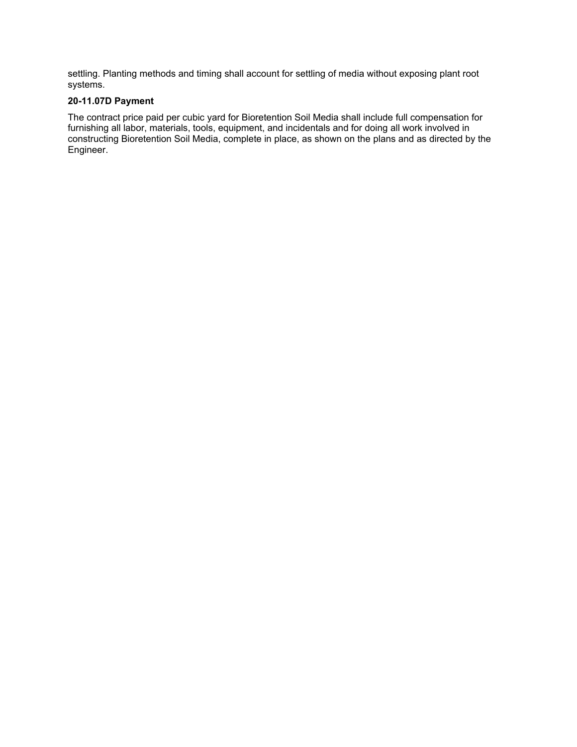settling. Planting methods and timing shall account for settling of media without exposing plant root systems.

**20-11.07D Payment**

The contract price paid per cubic yard for Bioretention Soil Media shall include full compensation for furnishing all labor, materials, tools, equipment, and incidentals and for doing all work involved in constructing Bioretention Soil Media, complete in place, as shown on the plans and as directed by the Engineer.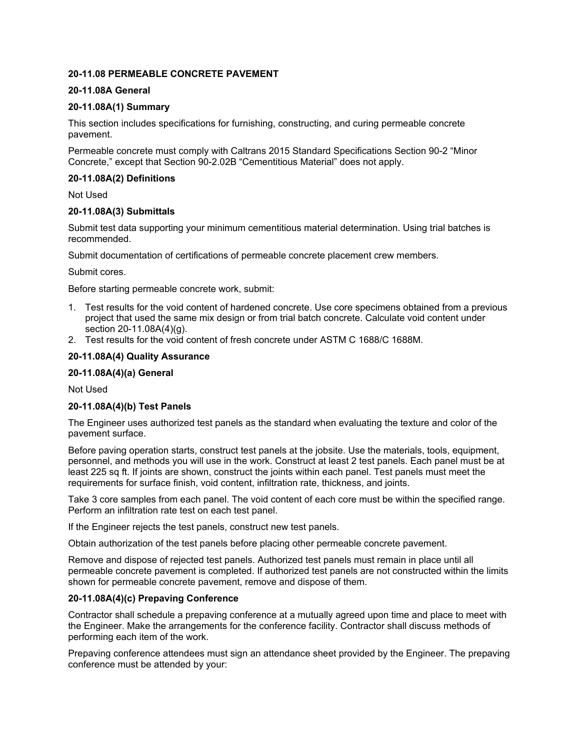### 20-11.08 PERMEABLE CONCRETE PAVEMENT

#### 20-11.08A General

##### 20-11.08A(1) Summary

This section includes specifications for furnishing, constructing, and curing permeable concrete pavement.

Permeable concrete must comply with Caltrans 2015 Standard Specifications Section 90-2 "Minor Concrete," except that Section 90-2.02B "Cementitious Material" does not apply.

##### 20-11.08A(2) Definitions

Not Used

##### 20-11.08A(3) Submittals

Submit test data supporting your minimum cementitious material determination. Using trial batches is recommended.

Submit documentation of certifications of permeable concrete placement crew members.

Submit cores.

Before starting permeable concrete work, submit:

1. Test results for the void content of hardened concrete. Use core specimens obtained from a previous project that used the same mix design or from trial batch concrete. Calculate void content under section 20-11.08A(4)(g).
2. Test results for the void content of fresh concrete under ASTM C 1688/C 1688M.

##### 20-11.08A(4) Quality Assurance

###### 20-11.08A(4)(a) General

Not Used

###### 20-11.08A(4)(b) Test Panels

The Engineer uses authorized test panels as the standard when evaluating the texture and color of the pavement surface.

Before paving operation starts, construct test panels at the jobsite. Use the materials, tools, equipment, personnel, and methods you will use in the work. Construct at least 2 test panels. Each panel must be at least 225 sq ft. If joints are shown, construct the joints within each panel. Test panels must meet the requirements for surface finish, void content, infiltration rate, thickness, and joints.

Take 3 core samples from each panel. The void content of each core must be within the specified range. Perform an infiltration rate test on each test panel.

If the Engineer rejects the test panels, construct new test panels.

Obtain authorization of the test panels before placing other permeable concrete pavement.

Remove and dispose of rejected test panels. Authorized test panels must remain in place until all permeable concrete pavement is completed. If authorized test panels are not constructed within the limits shown for permeable concrete pavement, remove and dispose of them.

###### 20-11.08A(4)(c) Prepaving Conference

Contractor shall schedule a prepaving conference at a mutually agreed upon time and place to meet with the Engineer. Make the arrangements for the conference facility. Contractor shall discuss methods of performing each item of the work.

Prepaving conference attendees must sign an attendance sheet provided by the Engineer. The prepaving conference must be attended by your: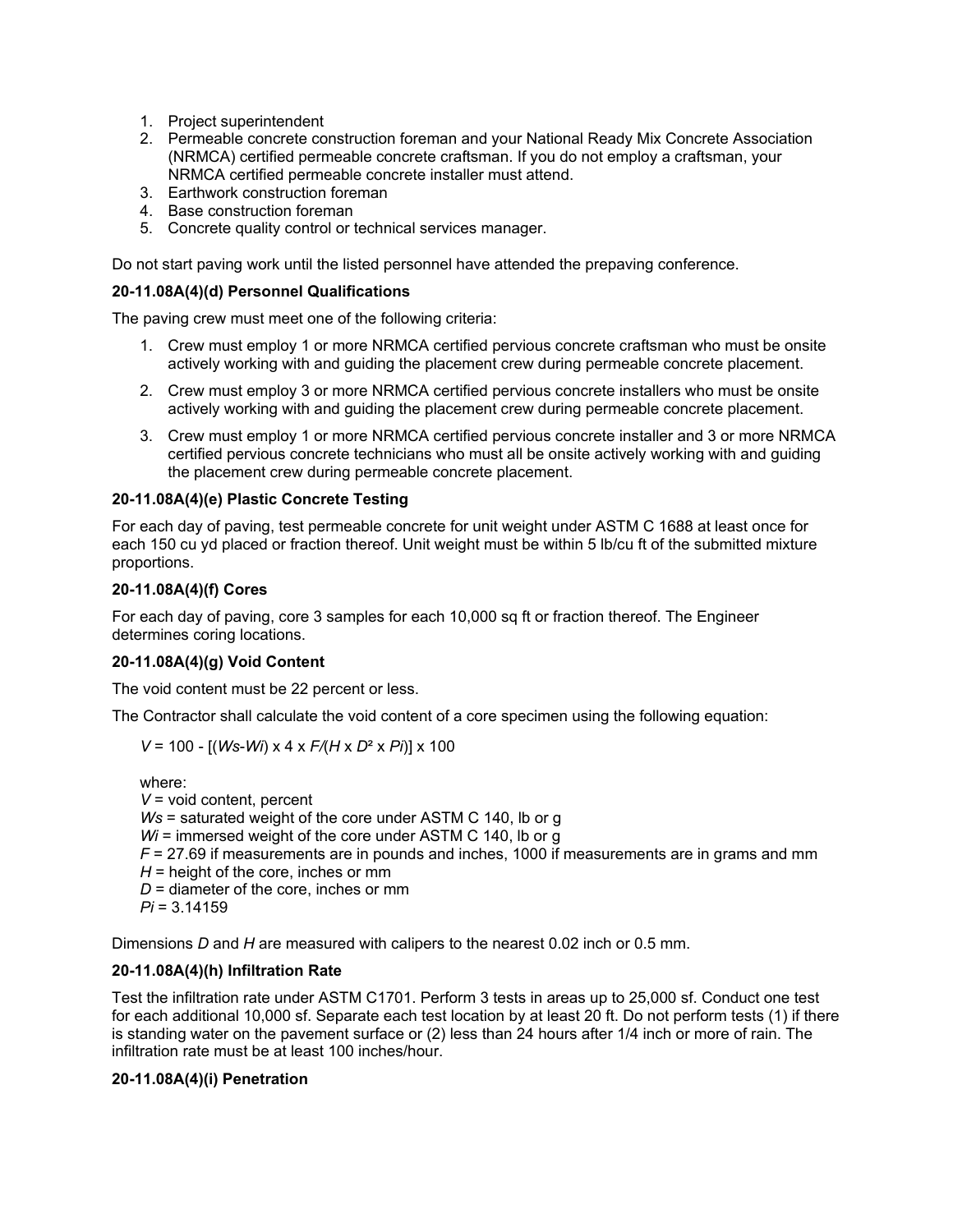1. Project superintendent
2. Permeable concrete construction foreman and your National Ready Mix Concrete Association (NRMCA) certified permeable concrete craftsman. If you do not employ a craftsman, your NRMCA certified permeable concrete installer must attend.
3. Earthwork construction foreman
4. Base construction foreman
5. Concrete quality control or technical services manager.

Do not start paving work until the listed personnel have attended the prepaving conference.

#### 20-11.08A(4)(d) Personnel Qualifications

The paving crew must meet one of the following criteria:

1. Crew must employ 1 or more NRMCA certified pervious concrete craftsman who must be onsite actively working with and guiding the placement crew during permeable concrete placement.

2. Crew must employ 3 or more NRMCA certified pervious concrete installers who must be onsite actively working with and guiding the placement crew during permeable concrete placement.

3. Crew must employ 1 or more NRMCA certified pervious concrete installer and 3 or more NRMCA certified pervious concrete technicians who must all be onsite actively working with and guiding the placement crew during permeable concrete placement.

#### 20-11.08A(4)(e) Plastic Concrete Testing

For each day of paving, test permeable concrete for unit weight under ASTM C 1688 at least once for each 150 cu yd placed or fraction thereof. Unit weight must be within 5 lb/cu ft of the submitted mixture proportions.

#### 20-11.08A(4)(f) Cores

For each day of paving, core 3 samples for each 10,000 sq ft or fraction thereof. The Engineer determines coring locations.

#### 20-11.08A(4)(g) Void Content

The void content must be 22 percent or less.

The Contractor shall calculate the void content of a core specimen using the following equation:

$$V = 100 - [(Ws - Wi) \times 4 \times F / (H \times D^2 \times Pi)] \times 100$$

where:
$V$ = void content, percent
$Ws$ = saturated weight of the core under ASTM C 140, lb or g
$Wi$ = immersed weight of the core under ASTM C 140, lb or g
$F$ = 27.69 if measurements are in pounds and inches, 1000 if measurements are in grams and mm
$H$ = height of the core, inches or mm
$D$ = diameter of the core, inches or mm
$Pi$ = 3.14159

Dimensions $D$ and $H$ are measured with calipers to the nearest 0.02 inch or 0.5 mm.

#### 20-11.08A(4)(h) Infiltration Rate

Test the infiltration rate under ASTM C1701. Perform 3 tests in areas up to 25,000 sf. Conduct one test for each additional 10,000 sf. Separate each test location by at least 20 ft. Do not perform tests (1) if there is standing water on the pavement surface or (2) less than 24 hours after 1/4 inch or more of rain. The infiltration rate must be at least 100 inches/hour.

#### 20-11.08A(4)(i) Penetration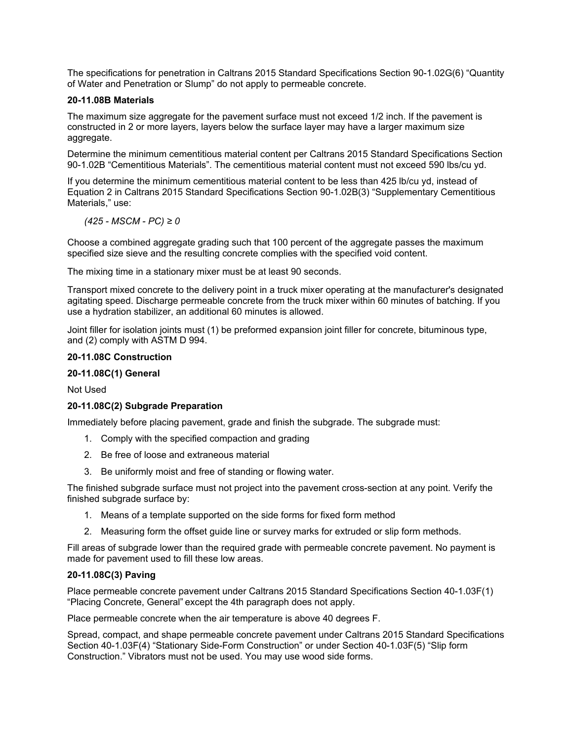The specifications for penetration in Caltrans 2015 Standard Specifications Section 90-1.02G(6) "Quantity of Water and Penetration or Slump" do not apply to permeable concrete.

**20-11.08B Materials**

The maximum size aggregate for the pavement surface must not exceed 1/2 inch. If the pavement is constructed in 2 or more layers, layers below the surface layer may have a larger maximum size aggregate.

Determine the minimum cementitious material content per Caltrans 2015 Standard Specifications Section 90-1.02B "Cementitious Materials". The cementitious material content must not exceed 590 lbs/cu yd.

If you determine the minimum cementitious material content to be less than 425 lb/cu yd, instead of Equation 2 in Caltrans 2015 Standard Specifications Section 90-1.02B(3) "Supplementary Cementitious Materials," use:

$$(425 - MSCM - PC) \geq 0$$

Choose a combined aggregate grading such that 100 percent of the aggregate passes the maximum specified size sieve and the resulting concrete complies with the specified void content.

The mixing time in a stationary mixer must be at least 90 seconds.

Transport mixed concrete to the delivery point in a truck mixer operating at the manufacturer's designated agitating speed. Discharge permeable concrete from the truck mixer within 60 minutes of batching. If you use a hydration stabilizer, an additional 60 minutes is allowed.

Joint filler for isolation joints must (1) be preformed expansion joint filler for concrete, bituminous type, and (2) comply with ASTM D 994.

**20-11.08C Construction**

**20-11.08C(1) General**

Not Used

**20-11.08C(2) Subgrade Preparation**

Immediately before placing pavement, grade and finish the subgrade. The subgrade must:

1. Comply with the specified compaction and grading
2. Be free of loose and extraneous material
3. Be uniformly moist and free of standing or flowing water.

The finished subgrade surface must not project into the pavement cross-section at any point. Verify the finished subgrade surface by:

1. Means of a template supported on the side forms for fixed form method
2. Measuring form the offset guide line or survey marks for extruded or slip form methods.

Fill areas of subgrade lower than the required grade with permeable concrete pavement. No payment is made for pavement used to fill these low areas.

**20-11.08C(3) Paving**

Place permeable concrete pavement under Caltrans 2015 Standard Specifications Section 40-1.03F(1) "Placing Concrete, General" except the 4th paragraph does not apply.

Place permeable concrete when the air temperature is above 40 degrees F.

Spread, compact, and shape permeable concrete pavement under Caltrans 2015 Standard Specifications Section 40-1.03F(4) "Stationary Side-Form Construction" or under Section 40-1.03F(5) "Slip form Construction." Vibrators must not be used. You may use wood side forms.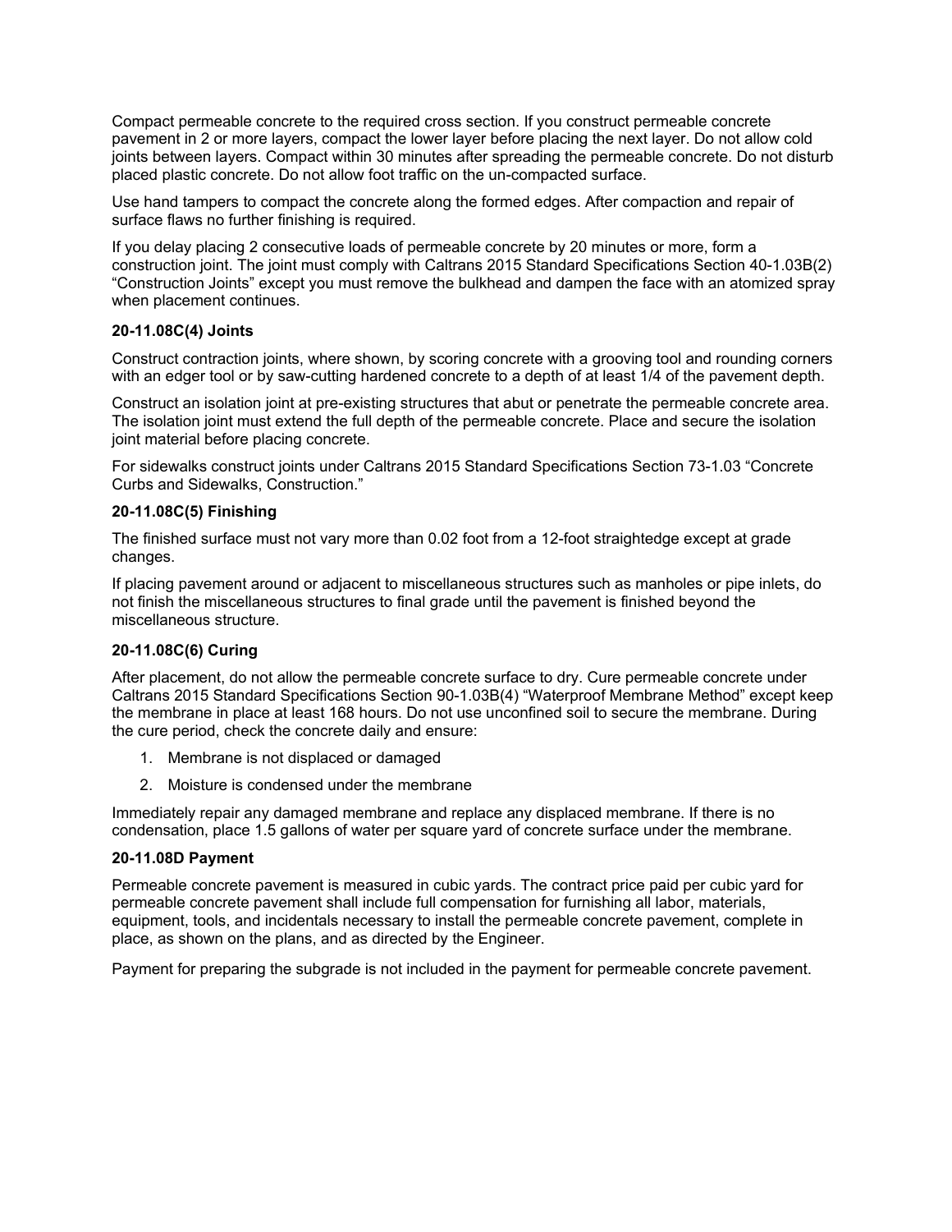Compact permeable concrete to the required cross section. If you construct permeable concrete pavement in 2 or more layers, compact the lower layer before placing the next layer. Do not allow cold joints between layers. Compact within 30 minutes after spreading the permeable concrete. Do not disturb placed plastic concrete. Do not allow foot traffic on the un-compacted surface.

Use hand tampers to compact the concrete along the formed edges. After compaction and repair of surface flaws no further finishing is required.

If you delay placing 2 consecutive loads of permeable concrete by 20 minutes or more, form a construction joint. The joint must comply with Caltrans 2015 Standard Specifications Section 40-1.03B(2) “Construction Joints” except you must remove the bulkhead and dampen the face with an atomized spray when placement continues.

#### 20-11.08C(4) Joints

Construct contraction joints, where shown, by scoring concrete with a grooving tool and rounding corners with an edger tool or by saw-cutting hardened concrete to a depth of at least 1/4 of the pavement depth.

Construct an isolation joint at pre-existing structures that abut or penetrate the permeable concrete area. The isolation joint must extend the full depth of the permeable concrete. Place and secure the isolation joint material before placing concrete.

For sidewalks construct joints under Caltrans 2015 Standard Specifications Section 73-1.03 “Concrete Curbs and Sidewalks, Construction.”

#### 20-11.08C(5) Finishing

The finished surface must not vary more than 0.02 foot from a 12-foot straightedge except at grade changes.

If placing pavement around or adjacent to miscellaneous structures such as manholes or pipe inlets, do not finish the miscellaneous structures to final grade until the pavement is finished beyond the miscellaneous structure.

#### 20-11.08C(6) Curing

After placement, do not allow the permeable concrete surface to dry. Cure permeable concrete under Caltrans 2015 Standard Specifications Section 90-1.03B(4) “Waterproof Membrane Method” except keep the membrane in place at least 168 hours. Do not use unconfined soil to secure the membrane. During the cure period, check the concrete daily and ensure:

1. Membrane is not displaced or damaged
2. Moisture is condensed under the membrane

Immediately repair any damaged membrane and replace any displaced membrane. If there is no condensation, place 1.5 gallons of water per square yard of concrete surface under the membrane.

#### 20-11.08D Payment

Permeable concrete pavement is measured in cubic yards. The contract price paid per cubic yard for permeable concrete pavement shall include full compensation for furnishing all labor, materials, equipment, tools, and incidentals necessary to install the permeable concrete pavement, complete in place, as shown on the plans, and as directed by the Engineer.

Payment for preparing the subgrade is not included in the payment for permeable concrete pavement.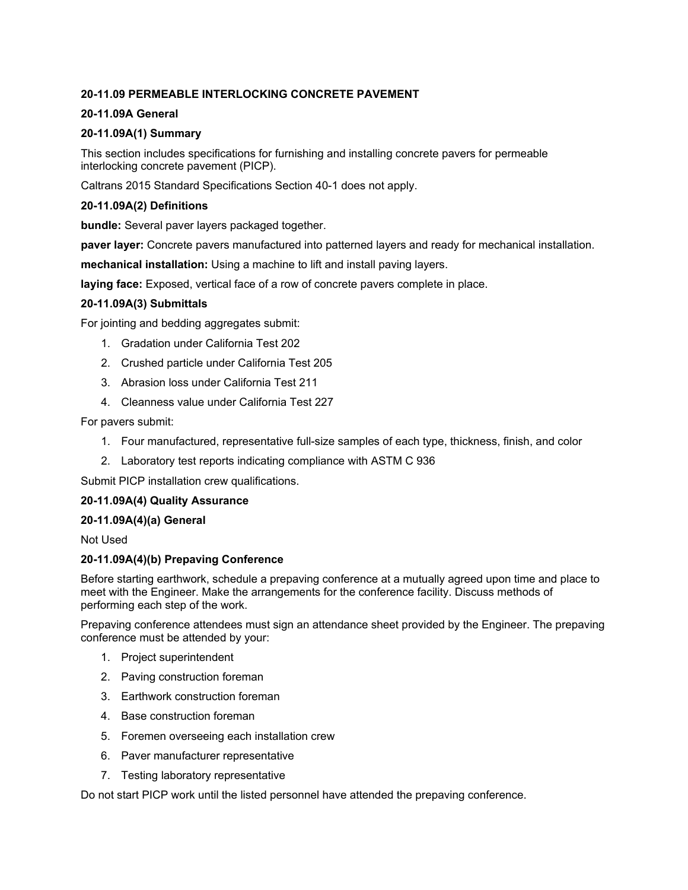## 20-11.09 PERMEABLE INTERLOCKING CONCRETE PAVEMENT

### 20-11.09A General

#### 20-11.09A(1) Summary

This section includes specifications for furnishing and installing concrete pavers for permeable interlocking concrete pavement (PICP).

Caltrans 2015 Standard Specifications Section 40-1 does not apply.

#### 20-11.09A(2) Definitions

**bundle:** Several paver layers packaged together.

**paver layer:** Concrete pavers manufactured into patterned layers and ready for mechanical installation.

**mechanical installation:** Using a machine to lift and install paving layers.

**laying face:** Exposed, vertical face of a row of concrete pavers complete in place.

#### 20-11.09A(3) Submittals

For jointing and bedding aggregates submit:

1. Gradation under California Test 202
2. Crushed particle under California Test 205
3. Abrasion loss under California Test 211
4. Cleanness value under California Test 227

For pavers submit:

1. Four manufactured, representative full-size samples of each type, thickness, finish, and color
2. Laboratory test reports indicating compliance with ASTM C 936

Submit PICP installation crew qualifications.

#### 20-11.09A(4) Quality Assurance

##### 20-11.09A(4)(a) General

Not Used

##### 20-11.09A(4)(b) Prepaving Conference

Before starting earthwork, schedule a prepaving conference at a mutually agreed upon time and place to meet with the Engineer. Make the arrangements for the conference facility. Discuss methods of performing each step of the work.

Prepaving conference attendees must sign an attendance sheet provided by the Engineer. The prepaving conference must be attended by your:

1. Project superintendent
2. Paving construction foreman
3. Earthwork construction foreman
4. Base construction foreman
5. Foremen overseeing each installation crew
6. Paver manufacturer representative
7. Testing laboratory representative

Do not start PICP work until the listed personnel have attended the prepaving conference.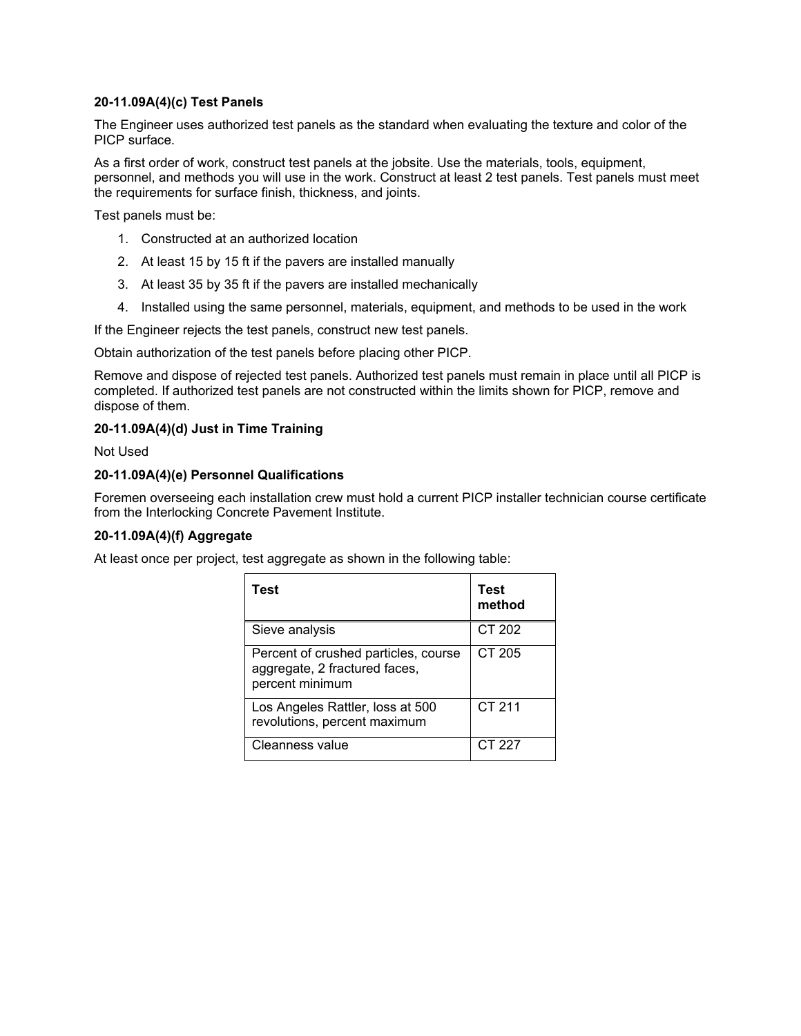#### 20-11.09A(4)(c) Test Panels

The Engineer uses authorized test panels as the standard when evaluating the texture and color of the PICP surface.

As a first order of work, construct test panels at the jobsite. Use the materials, tools, equipment, personnel, and methods you will use in the work. Construct at least 2 test panels. Test panels must meet the requirements for surface finish, thickness, and joints.

Test panels must be:

1. Constructed at an authorized location
2. At least 15 by 15 ft if the pavers are installed manually
3. At least 35 by 35 ft if the pavers are installed mechanically
4. Installed using the same personnel, materials, equipment, and methods to be used in the work

If the Engineer rejects the test panels, construct new test panels.

Obtain authorization of the test panels before placing other PICP.

Remove and dispose of rejected test panels. Authorized test panels must remain in place until all PICP is completed. If authorized test panels are not constructed within the limits shown for PICP, remove and dispose of them.

#### 20-11.09A(4)(d) Just in Time Training

Not Used

#### 20-11.09A(4)(e) Personnel Qualifications

Foremen overseeing each installation crew must hold a current PICP installer technician course certificate from the Interlocking Concrete Pavement Institute.

#### 20-11.09A(4)(f) Aggregate

At least once per project, test aggregate as shown in the following table:

| Test | Test method |
|---|---|
| Sieve analysis | CT 202 |
| Percent of crushed particles, course aggregate, 2 fractured faces, percent minimum | CT 205 |
| Los Angeles Rattler, loss at 500 revolutions, percent maximum | CT 211 |
| Cleanness value | CT 227 |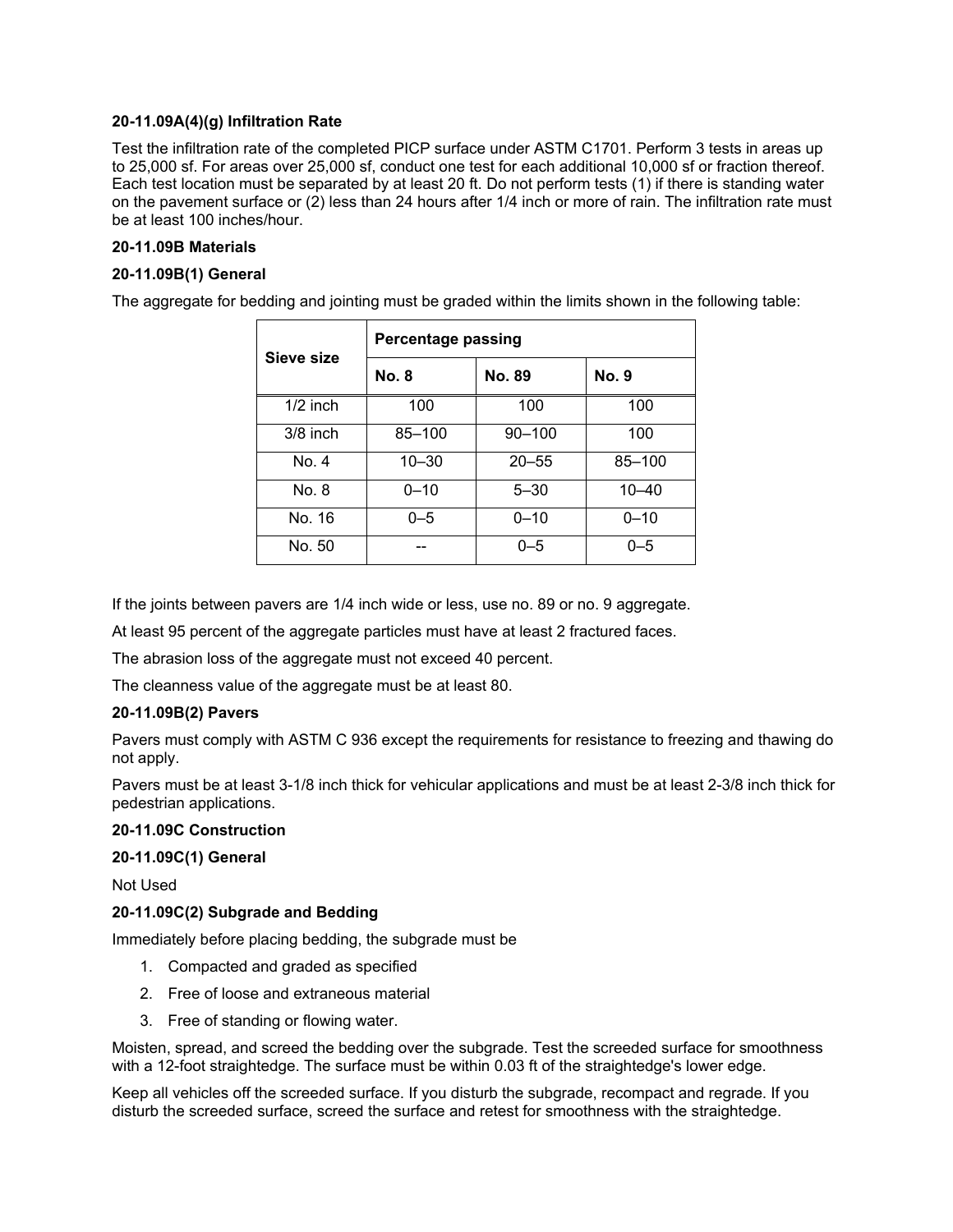#### 20-11.09A(4)(g) Infiltration Rate

Test the infiltration rate of the completed PICP surface under ASTM C1701. Perform 3 tests in areas up to 25,000 sf. For areas over 25,000 sf, conduct one test for each additional 10,000 sf or fraction thereof. Each test location must be separated by at least 20 ft. Do not perform tests (1) if there is standing water on the pavement surface or (2) less than 24 hours after 1/4 inch or more of rain. The infiltration rate must be at least 100 inches/hour.

### 20-11.09B Materials

#### 20-11.09B(1) General

The aggregate for bedding and jointing must be graded within the limits shown in the following table:

| Sieve size | Percentage passing | | |
|---|---|---|---|
| | **No. 8** | **No. 89** | **No. 9** |
| 1/2 inch | 100 | 100 | 100 |
| 3/8 inch | 85–100 | 90–100 | 100 |
| No. 4 | 10–30 | 20–55 | 85–100 |
| No. 8 | 0–10 | 5–30 | 10–40 |
| No. 16 | 0–5 | 0–10 | 0–10 |
| No. 50 | -- | 0–5 | 0–5 |

If the joints between pavers are 1/4 inch wide or less, use no. 89 or no. 9 aggregate.

At least 95 percent of the aggregate particles must have at least 2 fractured faces.

The abrasion loss of the aggregate must not exceed 40 percent.

The cleanness value of the aggregate must be at least 80.

#### 20-11.09B(2) Pavers

Pavers must comply with ASTM C 936 except the requirements for resistance to freezing and thawing do not apply.

Pavers must be at least 3-1/8 inch thick for vehicular applications and must be at least 2-3/8 inch thick for pedestrian applications.

### 20-11.09C Construction

#### 20-11.09C(1) General

Not Used

#### 20-11.09C(2) Subgrade and Bedding

Immediately before placing bedding, the subgrade must be

1. Compacted and graded as specified
2. Free of loose and extraneous material
3. Free of standing or flowing water.

Moisten, spread, and screed the bedding over the subgrade. Test the screeded surface for smoothness with a 12-foot straightedge. The surface must be within 0.03 ft of the straightedge's lower edge.

Keep all vehicles off the screeded surface. If you disturb the subgrade, recompact and regrade. If you disturb the screeded surface, screed the surface and retest for smoothness with the straightedge.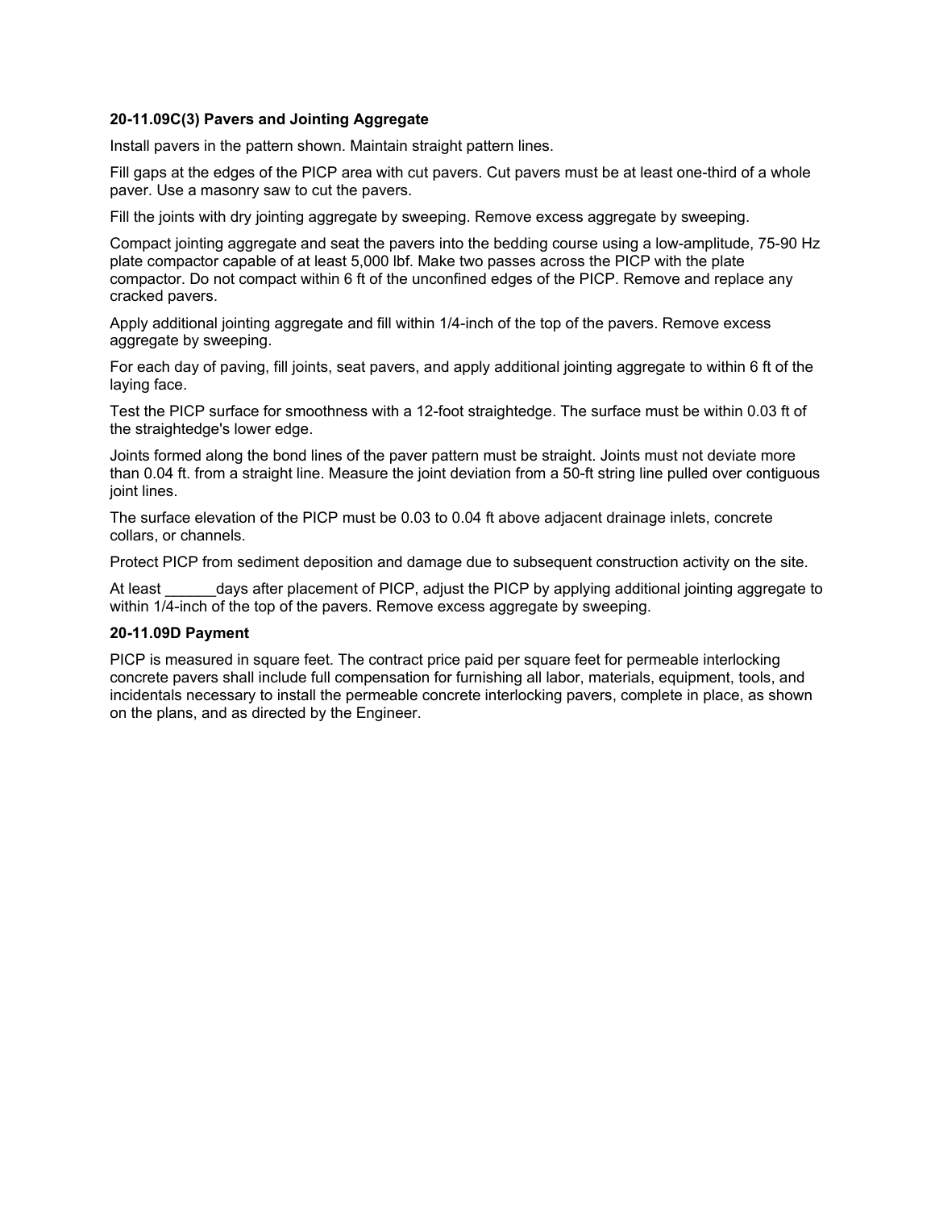**20-11.09C(3) Pavers and Jointing Aggregate**

Install pavers in the pattern shown. Maintain straight pattern lines.

Fill gaps at the edges of the PICP area with cut pavers. Cut pavers must be at least one-third of a whole paver. Use a masonry saw to cut the pavers.

Fill the joints with dry jointing aggregate by sweeping. Remove excess aggregate by sweeping.

Compact jointing aggregate and seat the pavers into the bedding course using a low-amplitude, 75-90 Hz plate compactor capable of at least 5,000 lbf. Make two passes across the PICP with the plate compactor. Do not compact within 6 ft of the unconfined edges of the PICP. Remove and replace any cracked pavers.

Apply additional jointing aggregate and fill within 1/4-inch of the top of the pavers. Remove excess aggregate by sweeping.

For each day of paving, fill joints, seat pavers, and apply additional jointing aggregate to within 6 ft of the laying face.

Test the PICP surface for smoothness with a 12-foot straightedge. The surface must be within 0.03 ft of the straightedge's lower edge.

Joints formed along the bond lines of the paver pattern must be straight. Joints must not deviate more than 0.04 ft. from a straight line. Measure the joint deviation from a 50-ft string line pulled over contiguous joint lines.

The surface elevation of the PICP must be 0.03 to 0.04 ft above adjacent drainage inlets, concrete collars, or channels.

Protect PICP from sediment deposition and damage due to subsequent construction activity on the site.

At least ______days after placement of PICP, adjust the PICP by applying additional jointing aggregate to within 1/4-inch of the top of the pavers. Remove excess aggregate by sweeping.

**20-11.09D Payment**

PICP is measured in square feet. The contract price paid per square feet for permeable interlocking concrete pavers shall include full compensation for furnishing all labor, materials, equipment, tools, and incidentals necessary to install the permeable concrete interlocking pavers, complete in place, as shown on the plans, and as directed by the Engineer.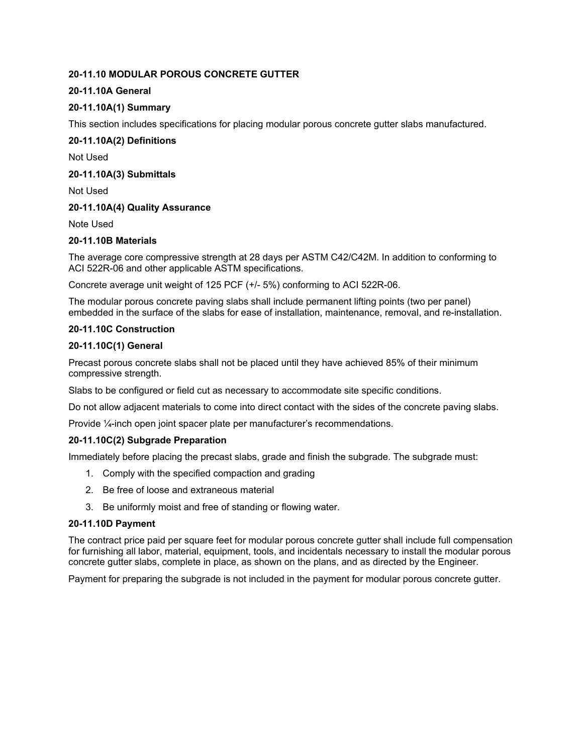**20-11.10 MODULAR POROUS CONCRETE GUTTER**

**20-11.10A General**

**20-11.10A(1) Summary**

This section includes specifications for placing modular porous concrete gutter slabs manufactured.

**20-11.10A(2) Definitions**

Not Used

**20-11.10A(3) Submittals**

Not Used

**20-11.10A(4) Quality Assurance**

Note Used

**20-11.10B Materials**

The average core compressive strength at 28 days per ASTM C42/C42M. In addition to conforming to ACI 522R-06 and other applicable ASTM specifications.

Concrete average unit weight of 125 PCF (+/- 5%) conforming to ACI 522R-06.

The modular porous concrete paving slabs shall include permanent lifting points (two per panel) embedded in the surface of the slabs for ease of installation, maintenance, removal, and re-installation.

**20-11.10C Construction**

**20-11.10C(1) General**

Precast porous concrete slabs shall not be placed until they have achieved 85% of their minimum compressive strength.

Slabs to be configured or field cut as necessary to accommodate site specific conditions.

Do not allow adjacent materials to come into direct contact with the sides of the concrete paving slabs.

Provide ¼-inch open joint spacer plate per manufacturer's recommendations.

**20-11.10C(2) Subgrade Preparation**

Immediately before placing the precast slabs, grade and finish the subgrade. The subgrade must:

1. Comply with the specified compaction and grading
2. Be free of loose and extraneous material
3. Be uniformly moist and free of standing or flowing water.

**20-11.10D Payment**

The contract price paid per square feet for modular porous concrete gutter shall include full compensation for furnishing all labor, material, equipment, tools, and incidentals necessary to install the modular porous concrete gutter slabs, complete in place, as shown on the plans, and as directed by the Engineer.

Payment for preparing the subgrade is not included in the payment for modular porous concrete gutter.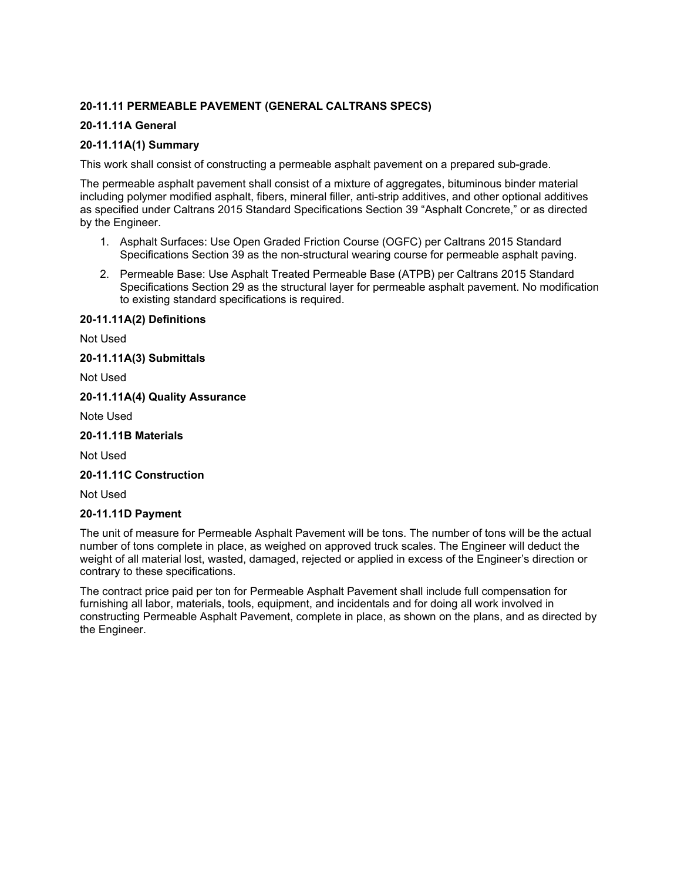## 20-11.11 PERMEABLE PAVEMENT (GENERAL CALTRANS SPECS)

### 20-11.11A General

#### 20-11.11A(1) Summary

This work shall consist of constructing a permeable asphalt pavement on a prepared sub-grade.

The permeable asphalt pavement shall consist of a mixture of aggregates, bituminous binder material including polymer modified asphalt, fibers, mineral filler, anti-strip additives, and other optional additives as specified under Caltrans 2015 Standard Specifications Section 39 "Asphalt Concrete," or as directed by the Engineer.

1. Asphalt Surfaces: Use Open Graded Friction Course (OGFC) per Caltrans 2015 Standard Specifications Section 39 as the non-structural wearing course for permeable asphalt paving.
2. Permeable Base: Use Asphalt Treated Permeable Base (ATPB) per Caltrans 2015 Standard Specifications Section 29 as the structural layer for permeable asphalt pavement. No modification to existing standard specifications is required.

#### 20-11.11A(2) Definitions

Not Used

#### 20-11.11A(3) Submittals

Not Used

#### 20-11.11A(4) Quality Assurance

Note Used

### 20-11.11B Materials

Not Used

### 20-11.11C Construction

Not Used

### 20-11.11D Payment

The unit of measure for Permeable Asphalt Pavement will be tons. The number of tons will be the actual number of tons complete in place, as weighed on approved truck scales. The Engineer will deduct the weight of all material lost, wasted, damaged, rejected or applied in excess of the Engineer's direction or contrary to these specifications.

The contract price paid per ton for Permeable Asphalt Pavement shall include full compensation for furnishing all labor, materials, tools, equipment, and incidentals and for doing all work involved in constructing Permeable Asphalt Pavement, complete in place, as shown on the plans, and as directed by the Engineer.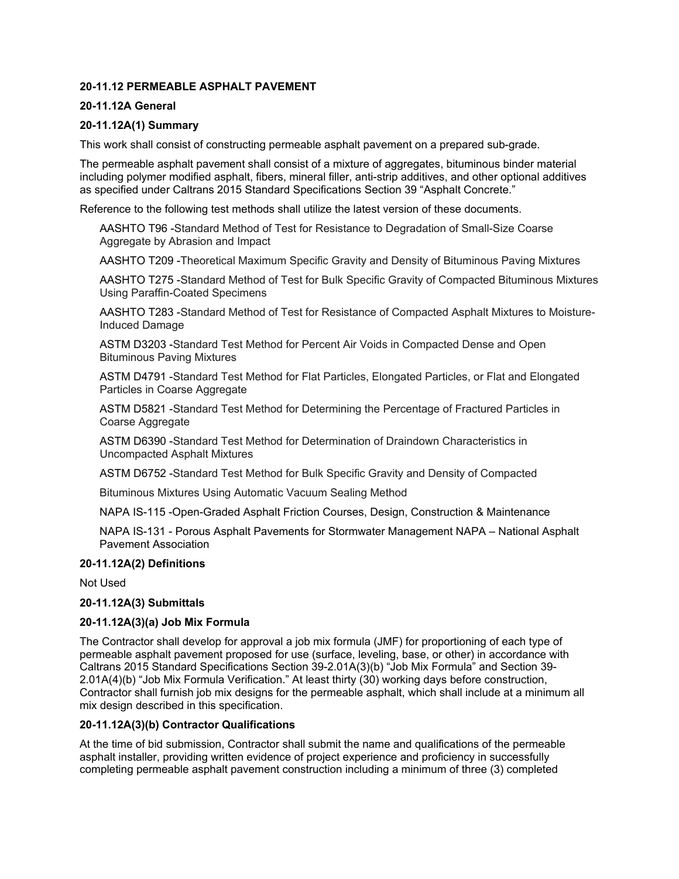## 20-11.12 PERMEABLE ASPHALT PAVEMENT

### 20-11.12A General

#### 20-11.12A(1) Summary

This work shall consist of constructing permeable asphalt pavement on a prepared sub-grade.

The permeable asphalt pavement shall consist of a mixture of aggregates, bituminous binder material including polymer modified asphalt, fibers, mineral filler, anti-strip additives, and other optional additives as specified under Caltrans 2015 Standard Specifications Section 39 "Asphalt Concrete."

Reference to the following test methods shall utilize the latest version of these documents.

AASHTO T96 -Standard Method of Test for Resistance to Degradation of Small-Size Coarse Aggregate by Abrasion and Impact

AASHTO T209 -Theoretical Maximum Specific Gravity and Density of Bituminous Paving Mixtures

AASHTO T275 -Standard Method of Test for Bulk Specific Gravity of Compacted Bituminous Mixtures Using Paraffin-Coated Specimens

AASHTO T283 -Standard Method of Test for Resistance of Compacted Asphalt Mixtures to Moisture-Induced Damage

ASTM D3203 -Standard Test Method for Percent Air Voids in Compacted Dense and Open Bituminous Paving Mixtures

ASTM D4791 -Standard Test Method for Flat Particles, Elongated Particles, or Flat and Elongated Particles in Coarse Aggregate

ASTM D5821 -Standard Test Method for Determining the Percentage of Fractured Particles in Coarse Aggregate

ASTM D6390 -Standard Test Method for Determination of Draindown Characteristics in Uncompacted Asphalt Mixtures

ASTM D6752 -Standard Test Method for Bulk Specific Gravity and Density of Compacted

Bituminous Mixtures Using Automatic Vacuum Sealing Method

NAPA IS-115 -Open-Graded Asphalt Friction Courses, Design, Construction & Maintenance

NAPA IS-131 - Porous Asphalt Pavements for Stormwater Management NAPA – National Asphalt Pavement Association

#### 20-11.12A(2) Definitions

Not Used

#### 20-11.12A(3) Submittals

##### 20-11.12A(3)(a) Job Mix Formula

The Contractor shall develop for approval a job mix formula (JMF) for proportioning of each type of permeable asphalt pavement proposed for use (surface, leveling, base, or other) in accordance with Caltrans 2015 Standard Specifications Section 39-2.01A(3)(b) "Job Mix Formula" and Section 39-2.01A(4)(b) "Job Mix Formula Verification." At least thirty (30) working days before construction, Contractor shall furnish job mix designs for the permeable asphalt, which shall include at a minimum all mix design described in this specification.

##### 20-11.12A(3)(b) Contractor Qualifications

At the time of bid submission, Contractor shall submit the name and qualifications of the permeable asphalt installer, providing written evidence of project experience and proficiency in successfully completing permeable asphalt pavement construction including a minimum of three (3) completed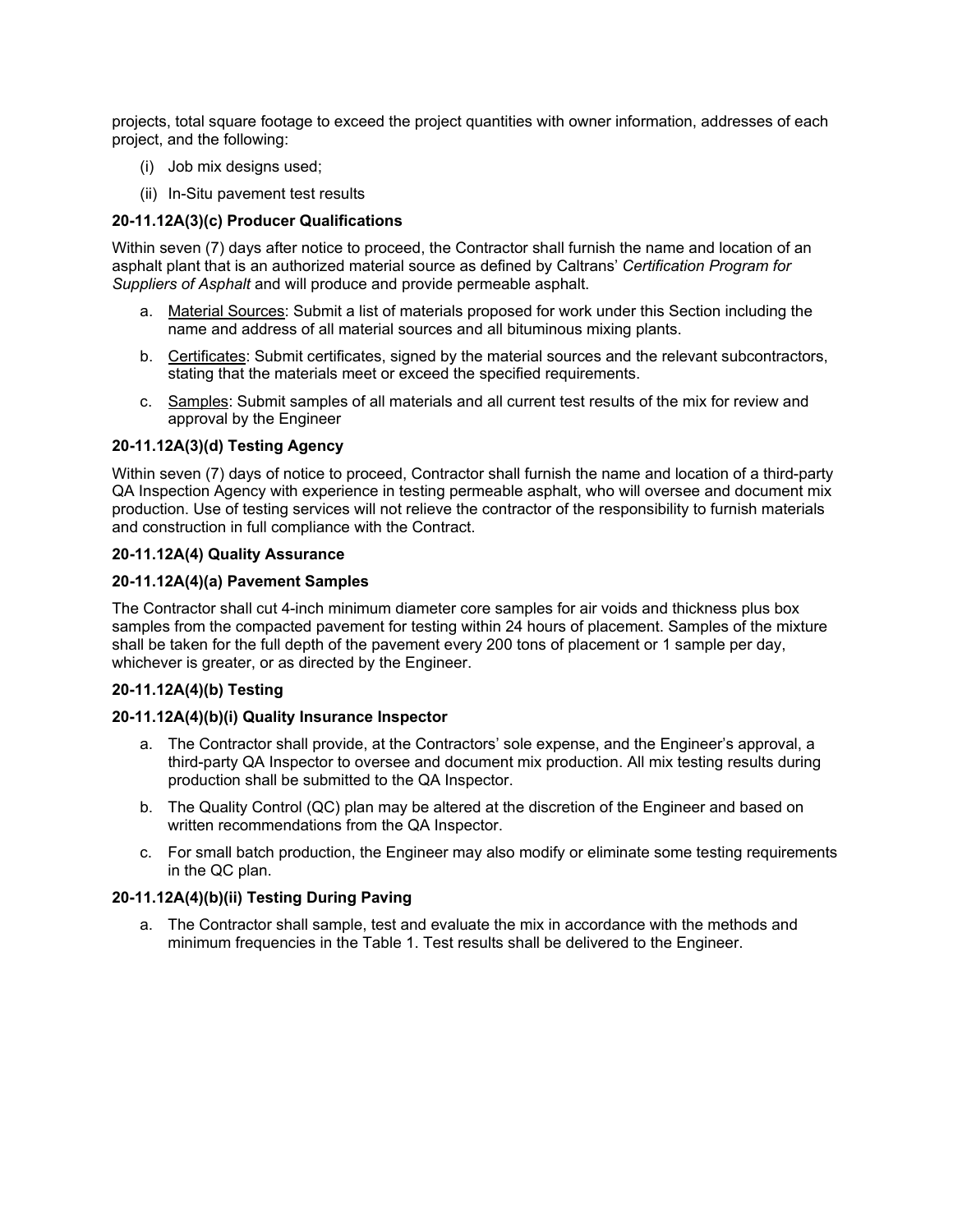projects, total square footage to exceed the project quantities with owner information, addresses of each project, and the following:

(i) Job mix designs used;

(ii) In-Situ pavement test results

**20-11.12A(3)(c) Producer Qualifications**

Within seven (7) days after notice to proceed, the Contractor shall furnish the name and location of an asphalt plant that is an authorized material source as defined by Caltrans' *Certification Program for Suppliers of Asphalt* and will produce and provide permeable asphalt.

a. Material Sources: Submit a list of materials proposed for work under this Section including the name and address of all material sources and all bituminous mixing plants.

b. Certificates: Submit certificates, signed by the material sources and the relevant subcontractors, stating that the materials meet or exceed the specified requirements.

c. Samples: Submit samples of all materials and all current test results of the mix for review and approval by the Engineer

**20-11.12A(3)(d) Testing Agency**

Within seven (7) days of notice to proceed, Contractor shall furnish the name and location of a third-party QA Inspection Agency with experience in testing permeable asphalt, who will oversee and document mix production. Use of testing services will not relieve the contractor of the responsibility to furnish materials and construction in full compliance with the Contract.

**20-11.12A(4) Quality Assurance**

**20-11.12A(4)(a) Pavement Samples**

The Contractor shall cut 4-inch minimum diameter core samples for air voids and thickness plus box samples from the compacted pavement for testing within 24 hours of placement. Samples of the mixture shall be taken for the full depth of the pavement every 200 tons of placement or 1 sample per day, whichever is greater, or as directed by the Engineer.

**20-11.12A(4)(b) Testing**

**20-11.12A(4)(b)(i) Quality Insurance Inspector**

a. The Contractor shall provide, at the Contractors' sole expense, and the Engineer's approval, a third-party QA Inspector to oversee and document mix production. All mix testing results during production shall be submitted to the QA Inspector.

b. The Quality Control (QC) plan may be altered at the discretion of the Engineer and based on written recommendations from the QA Inspector.

c. For small batch production, the Engineer may also modify or eliminate some testing requirements in the QC plan.

**20-11.12A(4)(b)(ii) Testing During Paving**

a. The Contractor shall sample, test and evaluate the mix in accordance with the methods and minimum frequencies in the Table 1. Test results shall be delivered to the Engineer.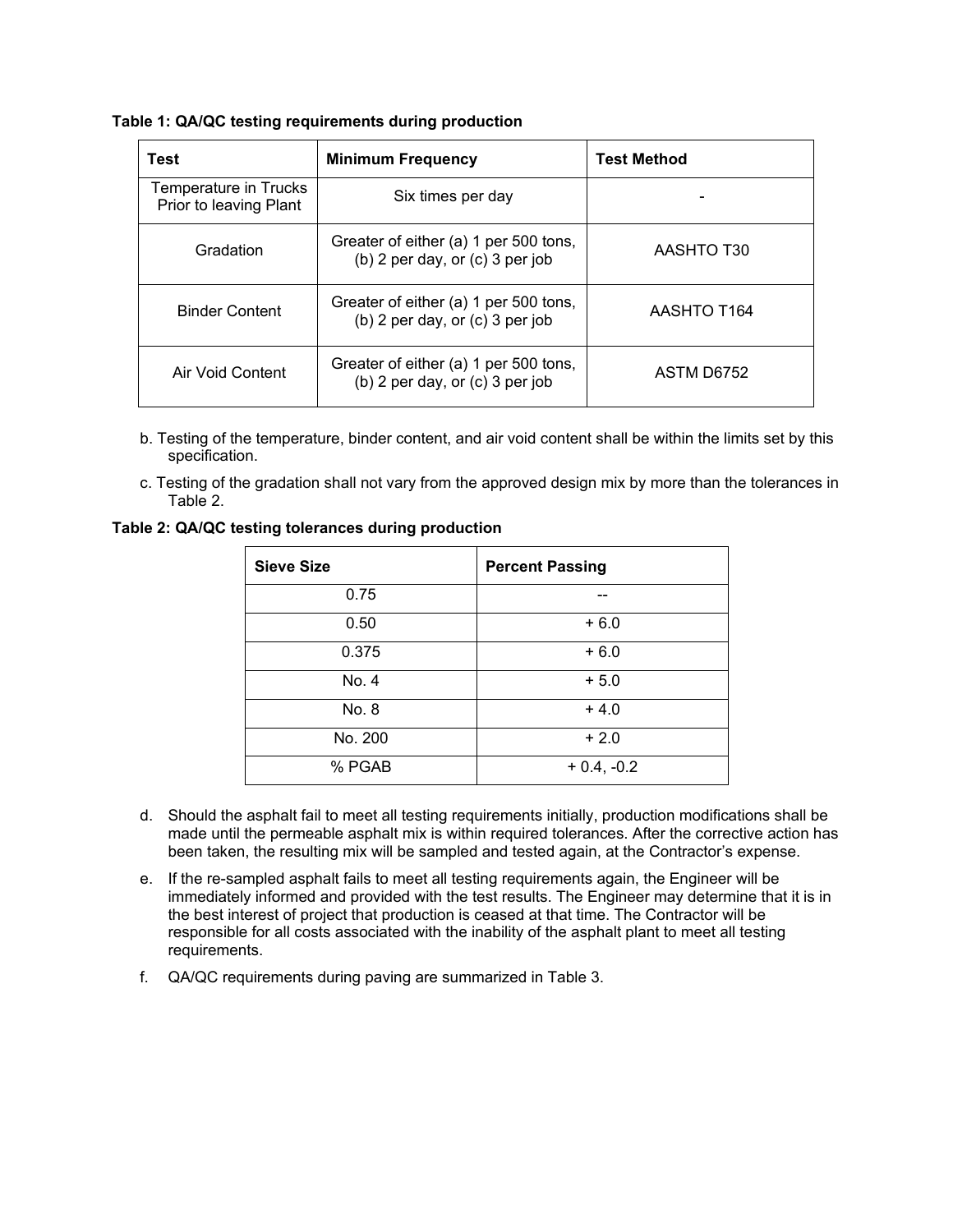**Table 1: QA/QC testing requirements during production**

| Test | Minimum Frequency | Test Method |
|---|---|---|
| Temperature in Trucks Prior to leaving Plant | Six times per day | - |
| Gradation | Greater of either (a) 1 per 500 tons, (b) 2 per day, or (c) 3 per job | AASHTO T30 |
| Binder Content | Greater of either (a) 1 per 500 tons, (b) 2 per day, or (c) 3 per job | AASHTO T164 |
| Air Void Content | Greater of either (a) 1 per 500 tons, (b) 2 per day, or (c) 3 per job | ASTM D6752 |

b. Testing of the temperature, binder content, and air void content shall be within the limits set by this specification.

c. Testing of the gradation shall not vary from the approved design mix by more than the tolerances in Table 2.

**Table 2: QA/QC testing tolerances during production**

| Sieve Size | Percent Passing |
|---|---|
| 0.75 | -- |
| 0.50 | + 6.0 |
| 0.375 | + 6.0 |
| No. 4 | + 5.0 |
| No. 8 | + 4.0 |
| No. 200 | + 2.0 |
| % PGAB | + 0.4, -0.2 |

d. Should the asphalt fail to meet all testing requirements initially, production modifications shall be made until the permeable asphalt mix is within required tolerances. After the corrective action has been taken, the resulting mix will be sampled and tested again, at the Contractor's expense.

e. If the re-sampled asphalt fails to meet all testing requirements again, the Engineer will be immediately informed and provided with the test results. The Engineer may determine that it is in the best interest of project that production is ceased at that time. The Contractor will be responsible for all costs associated with the inability of the asphalt plant to meet all testing requirements.

f. QA/QC requirements during paving are summarized in Table 3.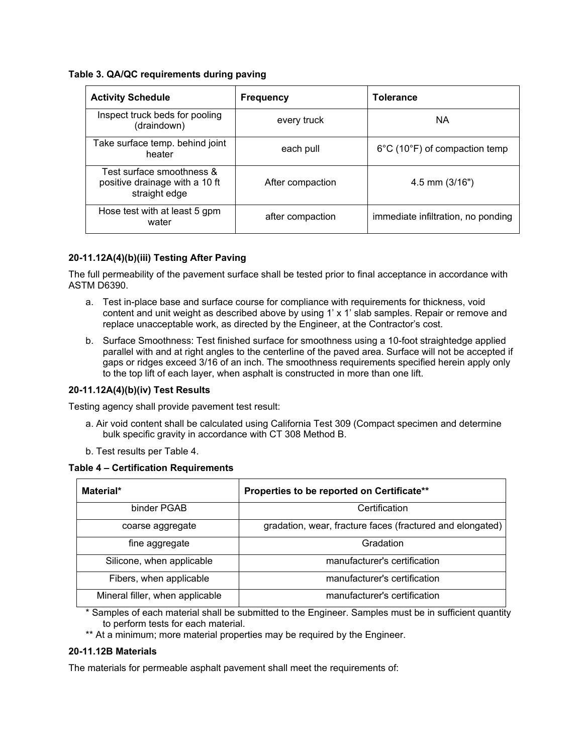**Table 3. QA/QC requirements during paving**

| Activity Schedule | Frequency | Tolerance |
| --- | --- | --- |
| Inspect truck beds for pooling (draindown) | every truck | NA |
| Take surface temp. behind joint heater | each pull | 6°C (10°F) of compaction temp |
| Test surface smoothness & positive drainage with a 10 ft straight edge | After compaction | 4.5 mm (3/16") |
| Hose test with at least 5 gpm water | after compaction | immediate infiltration, no ponding |

**20-11.12A(4)(b)(iii) Testing After Paving**

The full permeability of the pavement surface shall be tested prior to final acceptance in accordance with ASTM D6390.

a. Test in-place base and surface course for compliance with requirements for thickness, void content and unit weight as described above by using 1' x 1' slab samples. Repair or remove and replace unacceptable work, as directed by the Engineer, at the Contractor's cost.

b. Surface Smoothness: Test finished surface for smoothness using a 10-foot straightedge applied parallel with and at right angles to the centerline of the paved area. Surface will not be accepted if gaps or ridges exceed 3/16 of an inch. The smoothness requirements specified herein apply only to the top lift of each layer, when asphalt is constructed in more than one lift.

**20-11.12A(4)(b)(iv) Test Results**

Testing agency shall provide pavement test result:

a. Air void content shall be calculated using California Test 309 (Compact specimen and determine bulk specific gravity in accordance with CT 308 Method B.

b. Test results per Table 4.

**Table 4 – Certification Requirements**

| Material* | Properties to be reported on Certificate** |
| --- | --- |
| binder PGAB | Certification |
| coarse aggregate | gradation, wear, fracture faces (fractured and elongated) |
| fine aggregate | Gradation |
| Silicone, when applicable | manufacturer's certification |
| Fibers, when applicable | manufacturer's certification |
| Mineral filler, when applicable | manufacturer's certification |

\* Samples of each material shall be submitted to the Engineer. Samples must be in sufficient quantity to perform tests for each material.

\** At a minimum; more material properties may be required by the Engineer.

**20-11.12B Materials**

The materials for permeable asphalt pavement shall meet the requirements of: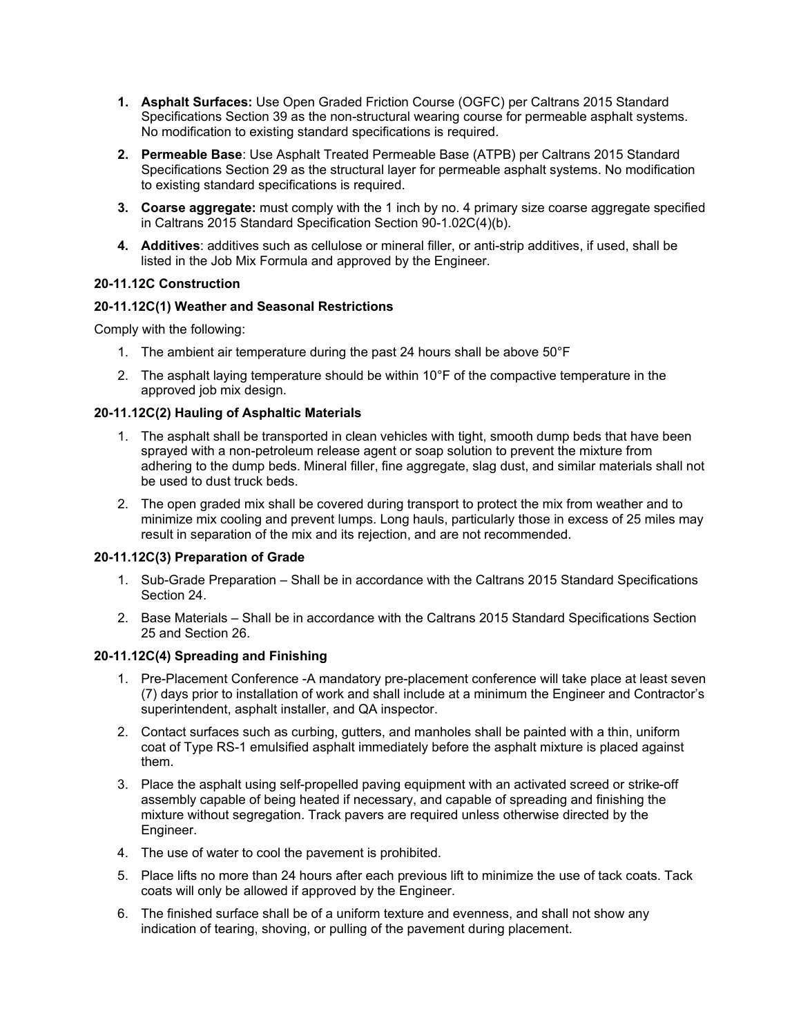1. **Asphalt Surfaces:** Use Open Graded Friction Course (OGFC) per Caltrans 2015 Standard Specifications Section 39 as the non-structural wearing course for permeable asphalt systems. No modification to existing standard specifications is required.
2. **Permeable Base**: Use Asphalt Treated Permeable Base (ATPB) per Caltrans 2015 Standard Specifications Section 29 as the structural layer for permeable asphalt systems. No modification to existing standard specifications is required.
3. **Coarse aggregate:** must comply with the 1 inch by no. 4 primary size coarse aggregate specified in Caltrans 2015 Standard Specification Section 90-1.02C(4)(b).
4. **Additives**: additives such as cellulose or mineral filler, or anti-strip additives, if used, shall be listed in the Job Mix Formula and approved by the Engineer.

**20-11.12C Construction**

**20-11.12C(1) Weather and Seasonal Restrictions**

Comply with the following:

1. The ambient air temperature during the past 24 hours shall be above 50°F
2. The asphalt laying temperature should be within 10°F of the compactive temperature in the approved job mix design.

**20-11.12C(2) Hauling of Asphaltic Materials**

1. The asphalt shall be transported in clean vehicles with tight, smooth dump beds that have been sprayed with a non-petroleum release agent or soap solution to prevent the mixture from adhering to the dump beds. Mineral filler, fine aggregate, slag dust, and similar materials shall not be used to dust truck beds.
2. The open graded mix shall be covered during transport to protect the mix from weather and to minimize mix cooling and prevent lumps. Long hauls, particularly those in excess of 25 miles may result in separation of the mix and its rejection, and are not recommended.

**20-11.12C(3) Preparation of Grade**

1. Sub-Grade Preparation – Shall be in accordance with the Caltrans 2015 Standard Specifications Section 24.
2. Base Materials – Shall be in accordance with the Caltrans 2015 Standard Specifications Section 25 and Section 26.

**20-11.12C(4) Spreading and Finishing**

1. Pre-Placement Conference -A mandatory pre-placement conference will take place at least seven (7) days prior to installation of work and shall include at a minimum the Engineer and Contractor's superintendent, asphalt installer, and QA inspector.
2. Contact surfaces such as curbing, gutters, and manholes shall be painted with a thin, uniform coat of Type RS-1 emulsified asphalt immediately before the asphalt mixture is placed against them.
3. Place the asphalt using self-propelled paving equipment with an activated screed or strike-off assembly capable of being heated if necessary, and capable of spreading and finishing the mixture without segregation. Track pavers are required unless otherwise directed by the Engineer.
4. The use of water to cool the pavement is prohibited.
5. Place lifts no more than 24 hours after each previous lift to minimize the use of tack coats. Tack coats will only be allowed if approved by the Engineer.
6. The finished surface shall be of a uniform texture and evenness, and shall not show any indication of tearing, shoving, or pulling of the pavement during placement.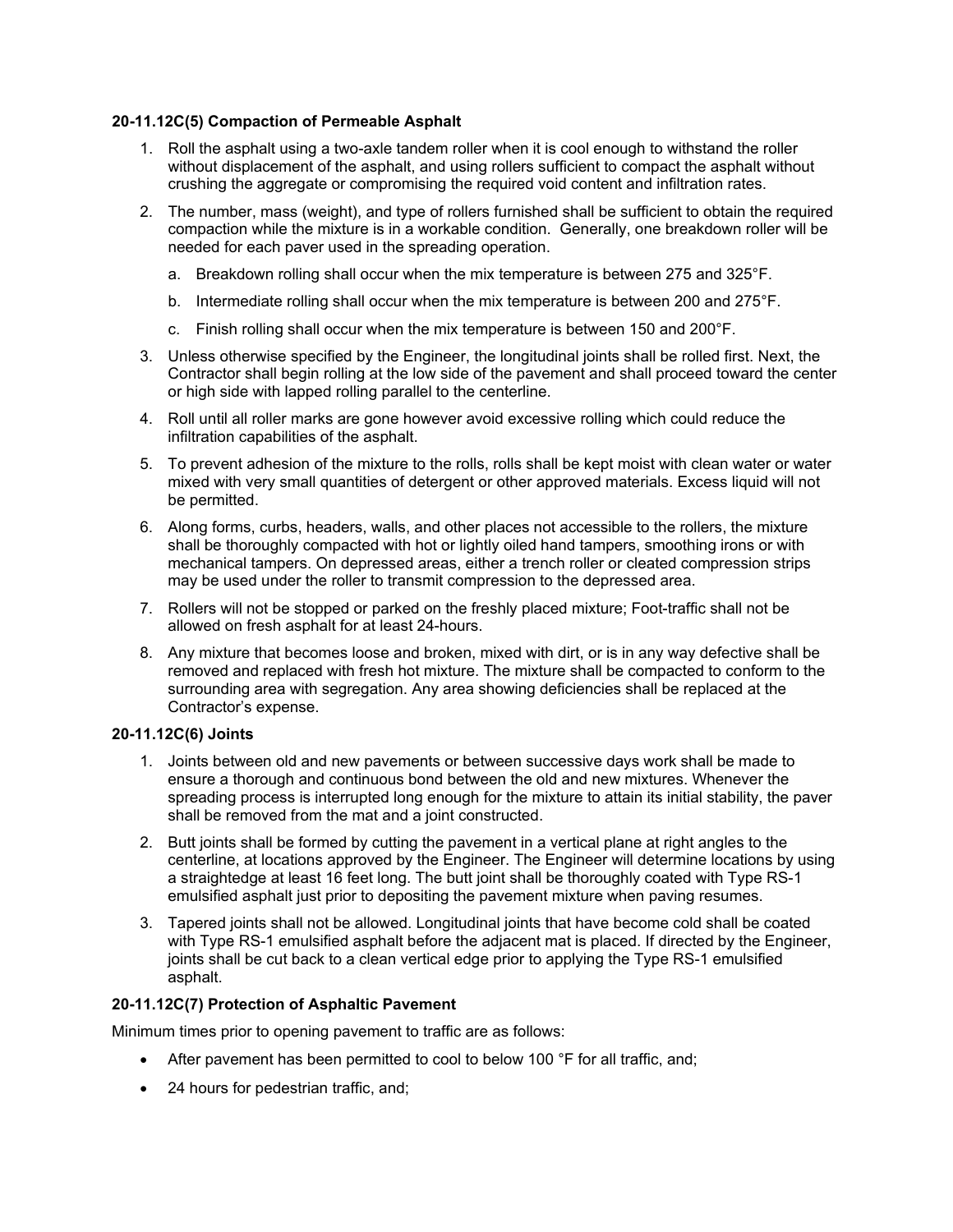**20-11.12C(5) Compaction of Permeable Asphalt**

1. Roll the asphalt using a two-axle tandem roller when it is cool enough to withstand the roller without displacement of the asphalt, and using rollers sufficient to compact the asphalt without crushing the aggregate or compromising the required void content and infiltration rates.
2. The number, mass (weight), and type of rollers furnished shall be sufficient to obtain the required compaction while the mixture is in a workable condition. Generally, one breakdown roller will be needed for each paver used in the spreading operation.
   a. Breakdown rolling shall occur when the mix temperature is between 275 and 325°F.
   b. Intermediate rolling shall occur when the mix temperature is between 200 and 275°F.
   c. Finish rolling shall occur when the mix temperature is between 150 and 200°F.
3. Unless otherwise specified by the Engineer, the longitudinal joints shall be rolled first. Next, the Contractor shall begin rolling at the low side of the pavement and shall proceed toward the center or high side with lapped rolling parallel to the centerline.
4. Roll until all roller marks are gone however avoid excessive rolling which could reduce the infiltration capabilities of the asphalt.
5. To prevent adhesion of the mixture to the rolls, rolls shall be kept moist with clean water or water mixed with very small quantities of detergent or other approved materials. Excess liquid will not be permitted.
6. Along forms, curbs, headers, walls, and other places not accessible to the rollers, the mixture shall be thoroughly compacted with hot or lightly oiled hand tampers, smoothing irons or with mechanical tampers. On depressed areas, either a trench roller or cleated compression strips may be used under the roller to transmit compression to the depressed area.
7. Rollers will not be stopped or parked on the freshly placed mixture; Foot-traffic shall not be allowed on fresh asphalt for at least 24-hours.
8. Any mixture that becomes loose and broken, mixed with dirt, or is in any way defective shall be removed and replaced with fresh hot mixture. The mixture shall be compacted to conform to the surrounding area with segregation. Any area showing deficiencies shall be replaced at the Contractor's expense.

**20-11.12C(6) Joints**

1. Joints between old and new pavements or between successive days work shall be made to ensure a thorough and continuous bond between the old and new mixtures. Whenever the spreading process is interrupted long enough for the mixture to attain its initial stability, the paver shall be removed from the mat and a joint constructed.
2. Butt joints shall be formed by cutting the pavement in a vertical plane at right angles to the centerline, at locations approved by the Engineer. The Engineer will determine locations by using a straightedge at least 16 feet long. The butt joint shall be thoroughly coated with Type RS-1 emulsified asphalt just prior to depositing the pavement mixture when paving resumes.
3. Tapered joints shall not be allowed. Longitudinal joints that have become cold shall be coated with Type RS-1 emulsified asphalt before the adjacent mat is placed. If directed by the Engineer, joints shall be cut back to a clean vertical edge prior to applying the Type RS-1 emulsified asphalt.

**20-11.12C(7) Protection of Asphaltic Pavement**

Minimum times prior to opening pavement to traffic are as follows:

- After pavement has been permitted to cool to below 100 °F for all traffic, and;
- 24 hours for pedestrian traffic, and;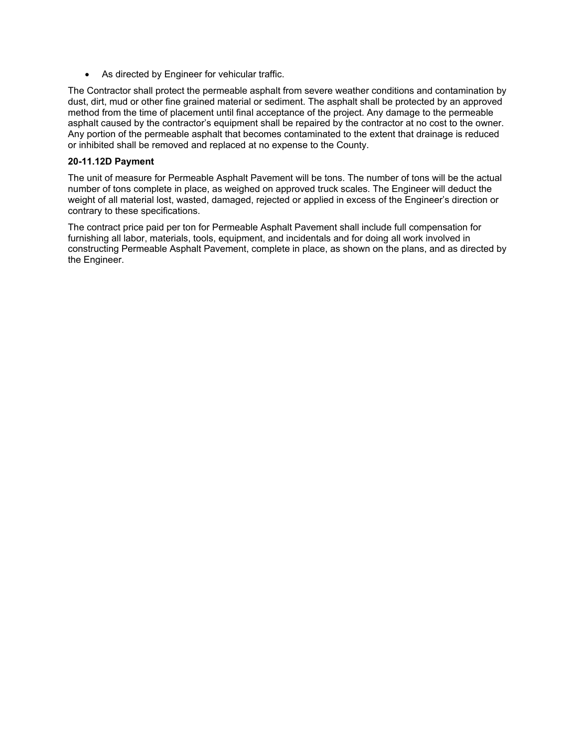- As directed by Engineer for vehicular traffic.

The Contractor shall protect the permeable asphalt from severe weather conditions and contamination by dust, dirt, mud or other fine grained material or sediment. The asphalt shall be protected by an approved method from the time of placement until final acceptance of the project. Any damage to the permeable asphalt caused by the contractor's equipment shall be repaired by the contractor at no cost to the owner. Any portion of the permeable asphalt that becomes contaminated to the extent that drainage is reduced or inhibited shall be removed and replaced at no expense to the County.

**20-11.12D Payment**

The unit of measure for Permeable Asphalt Pavement will be tons. The number of tons will be the actual number of tons complete in place, as weighed on approved truck scales. The Engineer will deduct the weight of all material lost, wasted, damaged, rejected or applied in excess of the Engineer's direction or contrary to these specifications.

The contract price paid per ton for Permeable Asphalt Pavement shall include full compensation for furnishing all labor, materials, tools, equipment, and incidentals and for doing all work involved in constructing Permeable Asphalt Pavement, complete in place, as shown on the plans, and as directed by the Engineer.